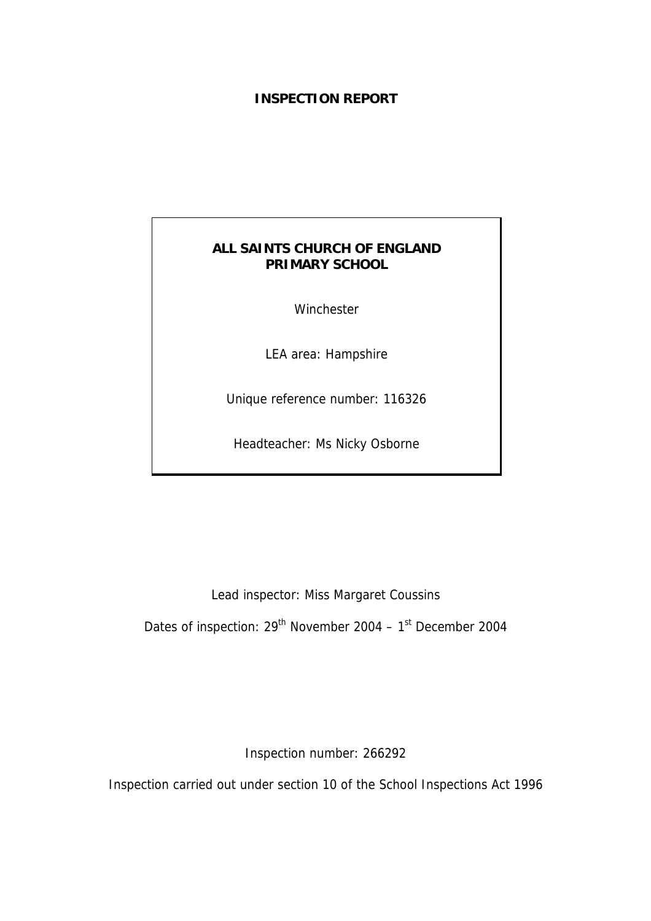# INSPECTION REPORT

**ALL SAINTS CHURCH OF ENGLAND PRIMARY SCHOOL**

Winchester

LEA area: Hampshire

Unique reference number: 116326

Headteacher: Ms Nicky Osborne

Lead inspector: Miss Margaret Coussins

Dates of inspection: 29th November 2004 – 1st December 2004

Inspection number: 266292

Inspection carried out under section 10 of the School Inspections Act 1996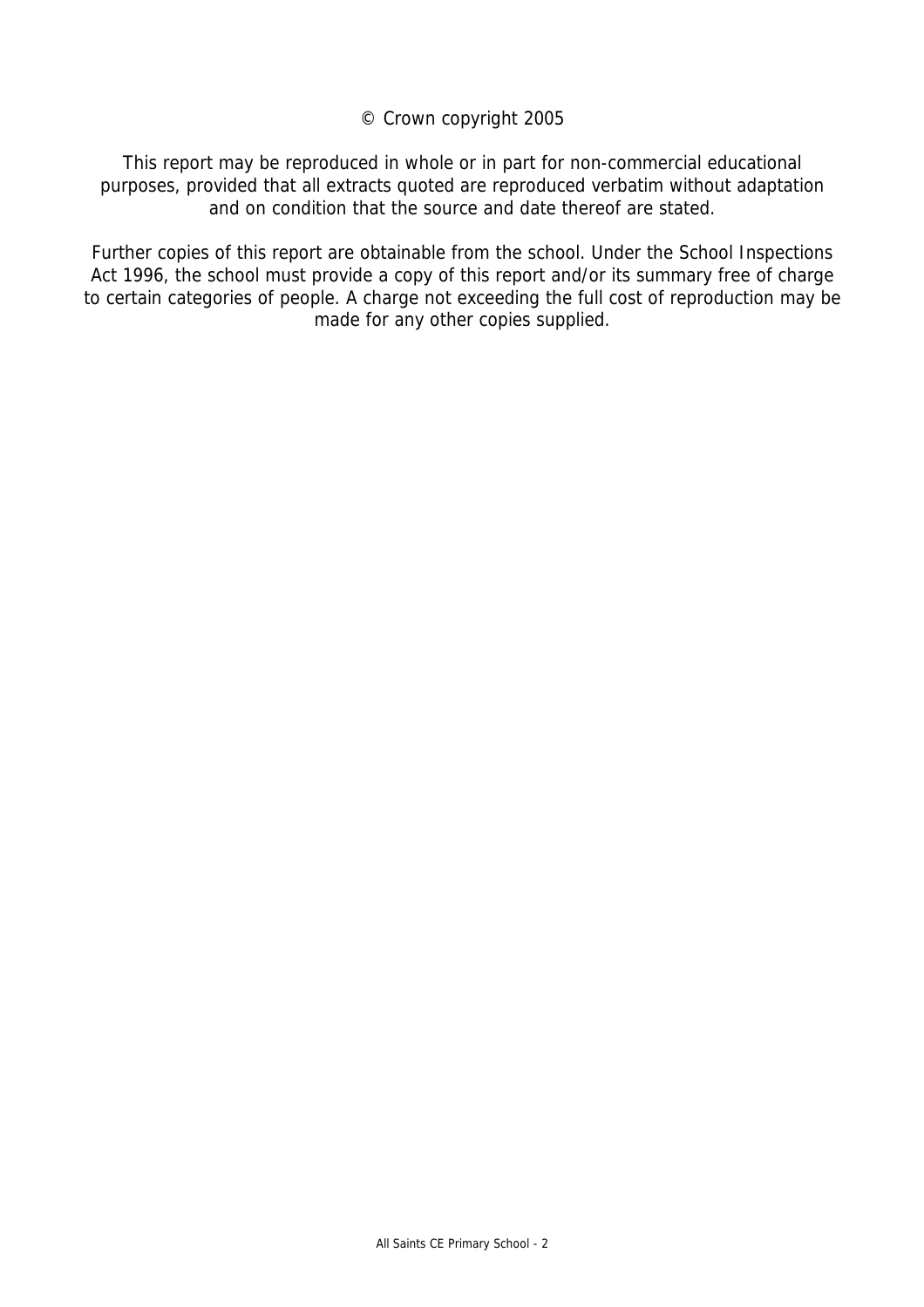© Crown copyright 2005

This report may be reproduced in whole or in part for non-commercial educational purposes, provided that all extracts quoted are reproduced verbatim without adaptation and on condition that the source and date thereof are stated.

Further copies of this report are obtainable from the school. Under the School Inspections Act 1996, the school must provide a copy of this report and/or its summary free of charge to certain categories of people. A charge not exceeding the full cost of reproduction may be made for any other copies supplied.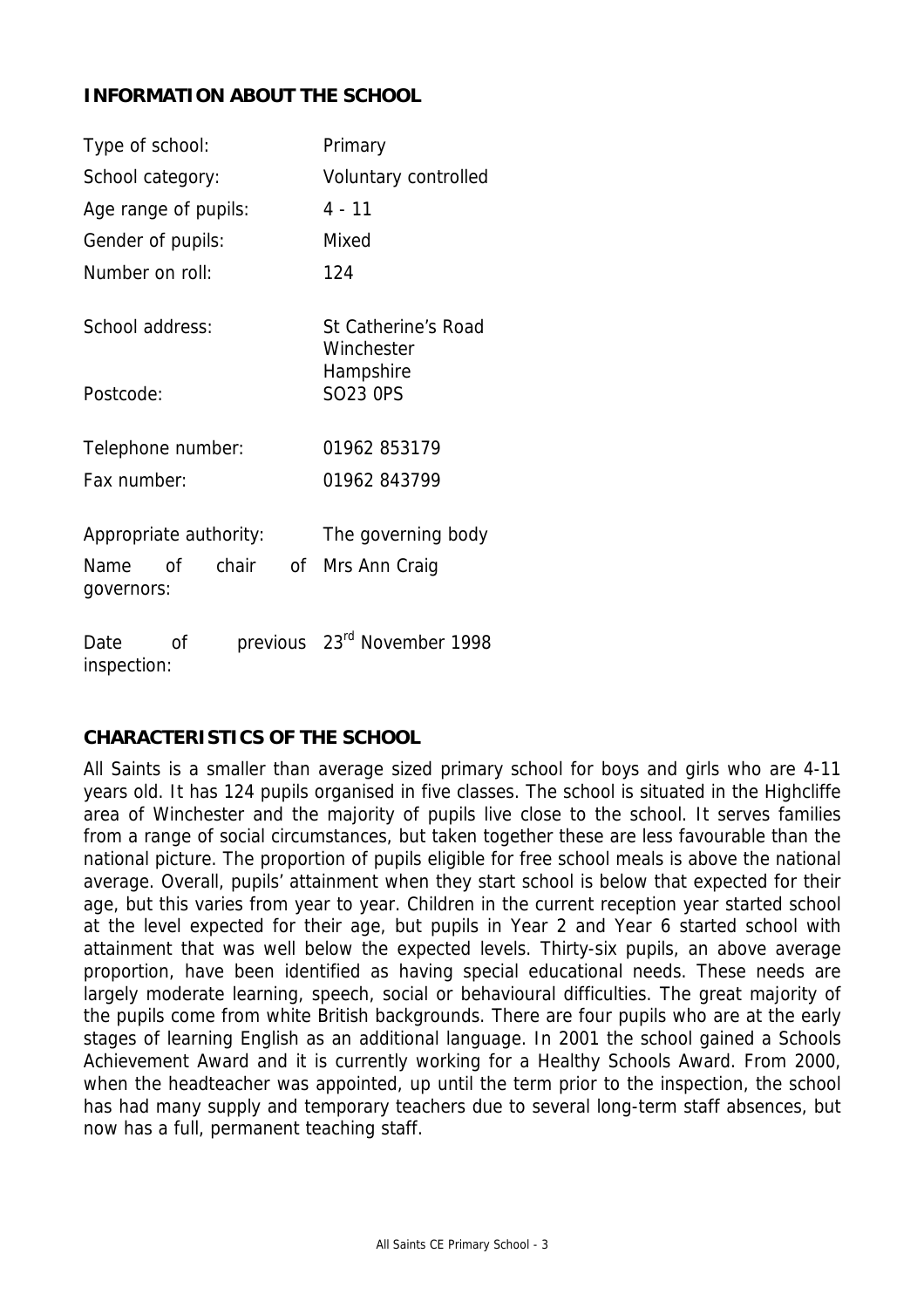## INFORMATION ABOUT THE SCHOOL

| | |
|---|---|
| Type of school: | Primary |
| School category: | Voluntary controlled |
| Age range of pupils: | 4 - 11 |
| Gender of pupils: | Mixed |
| Number on roll: | 124 |
| School address: | St Catherine's Road<br>Winchester<br>Hampshire |
| Postcode: | SO23 0PS |
| Telephone number: | 01962 853179 |
| Fax number: | 01962 843799 |
| Appropriate authority: | The governing body |
| Name of chair of governors: | Mrs Ann Craig |
| Date of previous inspection: | 23rd November 1998 |

## CHARACTERISTICS OF THE SCHOOL

All Saints is a smaller than average sized primary school for boys and girls who are 4-11 years old. It has 124 pupils organised in five classes. The school is situated in the Highcliffe area of Winchester and the majority of pupils live close to the school. It serves families from a range of social circumstances, but taken together these are less favourable than the national picture. The proportion of pupils eligible for free school meals is above the national average. Overall, pupils' attainment when they start school is below that expected for their age, but this varies from year to year. Children in the current reception year started school at the level expected for their age, but pupils in Year 2 and Year 6 started school with attainment that was well below the expected levels. Thirty-six pupils, an above average proportion, have been identified as having special educational needs. These needs are largely moderate learning, speech, social or behavioural difficulties. The great majority of the pupils come from white British backgrounds. There are four pupils who are at the early stages of learning English as an additional language. In 2001 the school gained a Schools Achievement Award and it is currently working for a Healthy Schools Award. From 2000, when the headteacher was appointed, up until the term prior to the inspection, the school has had many supply and temporary teachers due to several long-term staff absences, but now has a full, permanent teaching staff.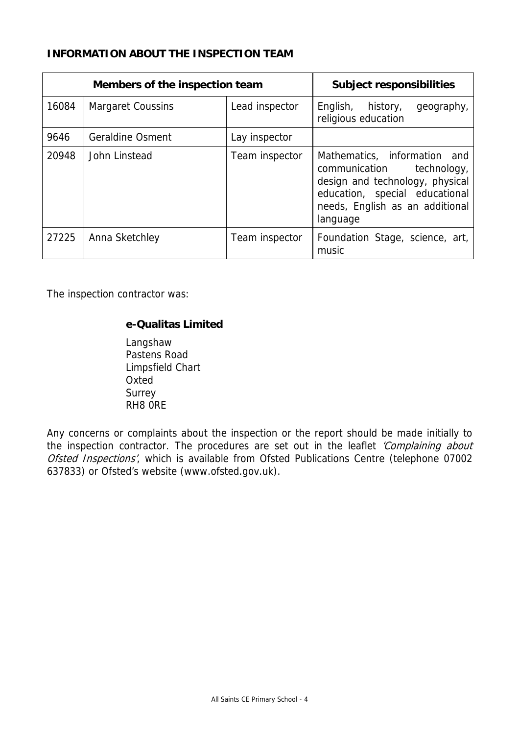## INFORMATION ABOUT THE INSPECTION TEAM

| Members of the inspection team | | | Subject responsibilities |
|---|---|---|---|
| 16084 | Margaret Coussins | Lead inspector | English, history, geography, religious education |
| 9646 | Geraldine Osment | Lay inspector | |
| 20948 | John Linstead | Team inspector | Mathematics, information and communication technology, design and technology, physical education, special educational needs, English as an additional language |
| 27225 | Anna Sketchley | Team inspector | Foundation Stage, science, art, music |

The inspection contractor was:

**e-Qualitas Limited**

Langshaw
Pastens Road
Limpsfield Chart
Oxted
Surrey
RH8 0RE

Any concerns or complaints about the inspection or the report should be made initially to the inspection contractor. The procedures are set out in the leaflet *'Complaining about Ofsted Inspections'*, which is available from Ofsted Publications Centre (telephone 07002 637833) or Ofsted's website (www.ofsted.gov.uk).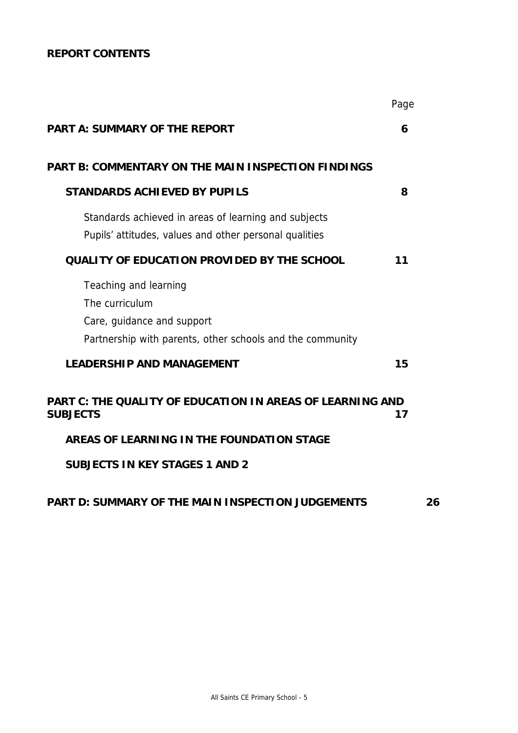**REPORT CONTENTS**

| | Page |
|---|---|
| **PART A: SUMMARY OF THE REPORT** | **6** |
| **PART B: COMMENTARY ON THE MAIN INSPECTION FINDINGS** | |
| **STANDARDS ACHIEVED BY PUPILS** | **8** |
| Standards achieved in areas of learning and subjects | |
| Pupils' attitudes, values and other personal qualities | |
| **QUALITY OF EDUCATION PROVIDED BY THE SCHOOL** | **11** |
| Teaching and learning | |
| The curriculum | |
| Care, guidance and support | |
| Partnership with parents, other schools and the community | |
| **LEADERSHIP AND MANAGEMENT** | **15** |
| **PART C: THE QUALITY OF EDUCATION IN AREAS OF LEARNING AND SUBJECTS** | **17** |
| **AREAS OF LEARNING IN THE FOUNDATION STAGE** | |
| **SUBJECTS IN KEY STAGES 1 AND 2** | |
| **PART D: SUMMARY OF THE MAIN INSPECTION JUDGEMENTS** | **26** |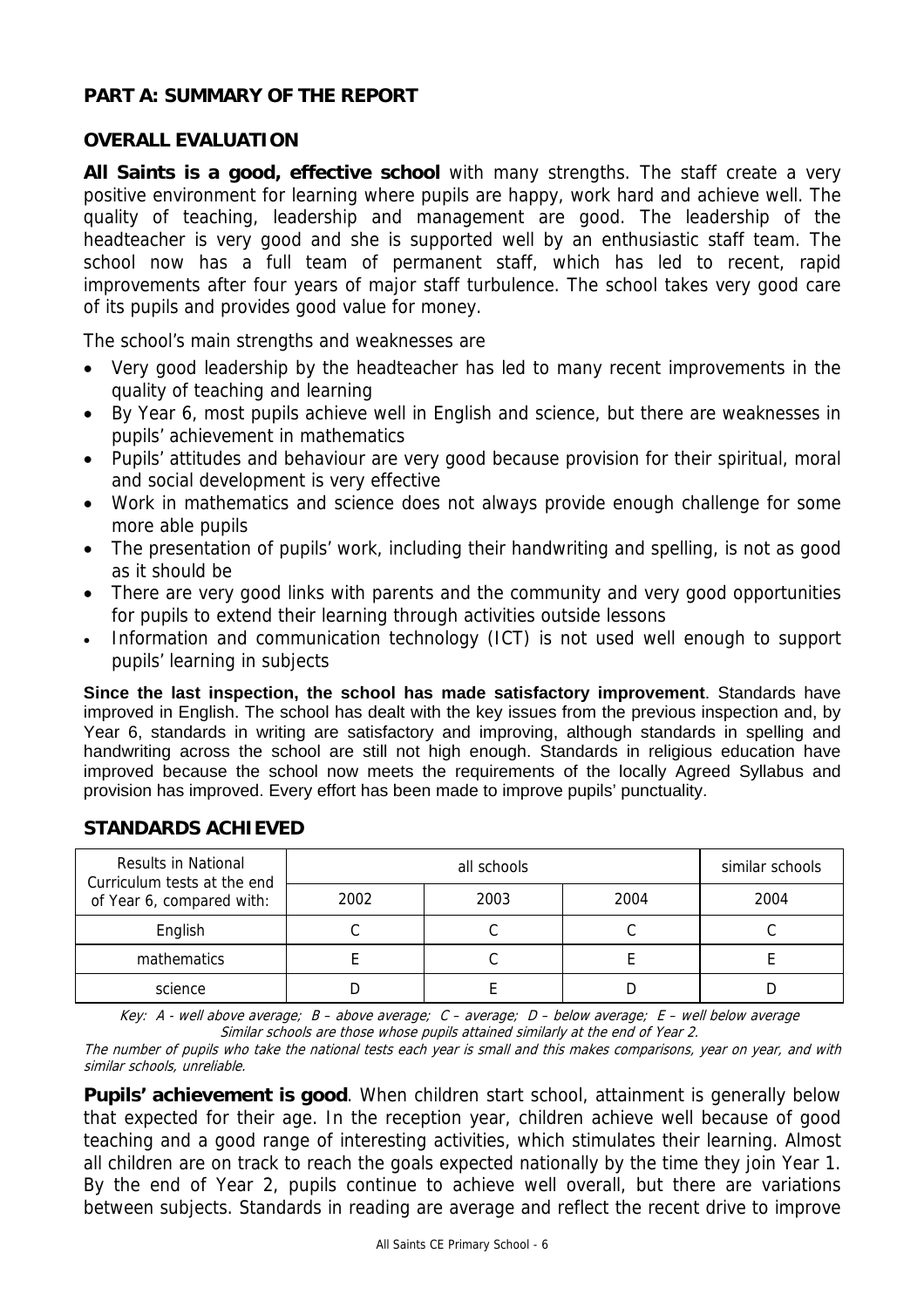## PART A: SUMMARY OF THE REPORT

### OVERALL EVALUATION

**All Saints is a good, effective school** with many strengths. The staff create a very positive environment for learning where pupils are happy, work hard and achieve well. The quality of teaching, leadership and management are good. The leadership of the headteacher is very good and she is supported well by an enthusiastic staff team. The school now has a full team of permanent staff, which has led to recent, rapid improvements after four years of major staff turbulence. The school takes very good care of its pupils and provides good value for money.

The school's main strengths and weaknesses are

- Very good leadership by the headteacher has led to many recent improvements in the quality of teaching and learning
- By Year 6, most pupils achieve well in English and science, but there are weaknesses in pupils' achievement in mathematics
- Pupils' attitudes and behaviour are very good because provision for their spiritual, moral and social development is very effective
- Work in mathematics and science does not always provide enough challenge for some more able pupils
- The presentation of pupils' work, including their handwriting and spelling, is not as good as it should be
- There are very good links with parents and the community and very good opportunities for pupils to extend their learning through activities outside lessons
- Information and communication technology (ICT) is not used well enough to support pupils' learning in subjects

**Since the last inspection, the school has made satisfactory improvement**. Standards have improved in English. The school has dealt with the key issues from the previous inspection and, by Year 6, standards in writing are satisfactory and improving, although standards in spelling and handwriting across the school are still not high enough. Standards in religious education have improved because the school now meets the requirements of the locally Agreed Syllabus and provision has improved. Every effort has been made to improve pupils' punctuality.

### STANDARDS ACHIEVED

| Results in National Curriculum tests at the end of Year 6, compared with: | all schools | | | similar schools |
|---|---|---|---|---|
| | 2002 | 2003 | 2004 | 2004 |
| English | C | C | C | C |
| mathematics | E | C | E | E |
| science | D | E | D | D |

*Key: A - well above average; B – above average; C – average; D – below average; E – well below average*
*Similar schools are those whose pupils attained similarly at the end of Year 2.*

*The number of pupils who take the national tests each year is small and this makes comparisons, year on year, and with similar schools, unreliable.*

**Pupils' achievement is good**. When children start school, attainment is generally below that expected for their age. In the reception year, children achieve well because of good teaching and a good range of interesting activities, which stimulates their learning. Almost all children are on track to reach the goals expected nationally by the time they join Year 1. By the end of Year 2, pupils continue to achieve well overall, but there are variations between subjects. Standards in reading are average and reflect the recent drive to improve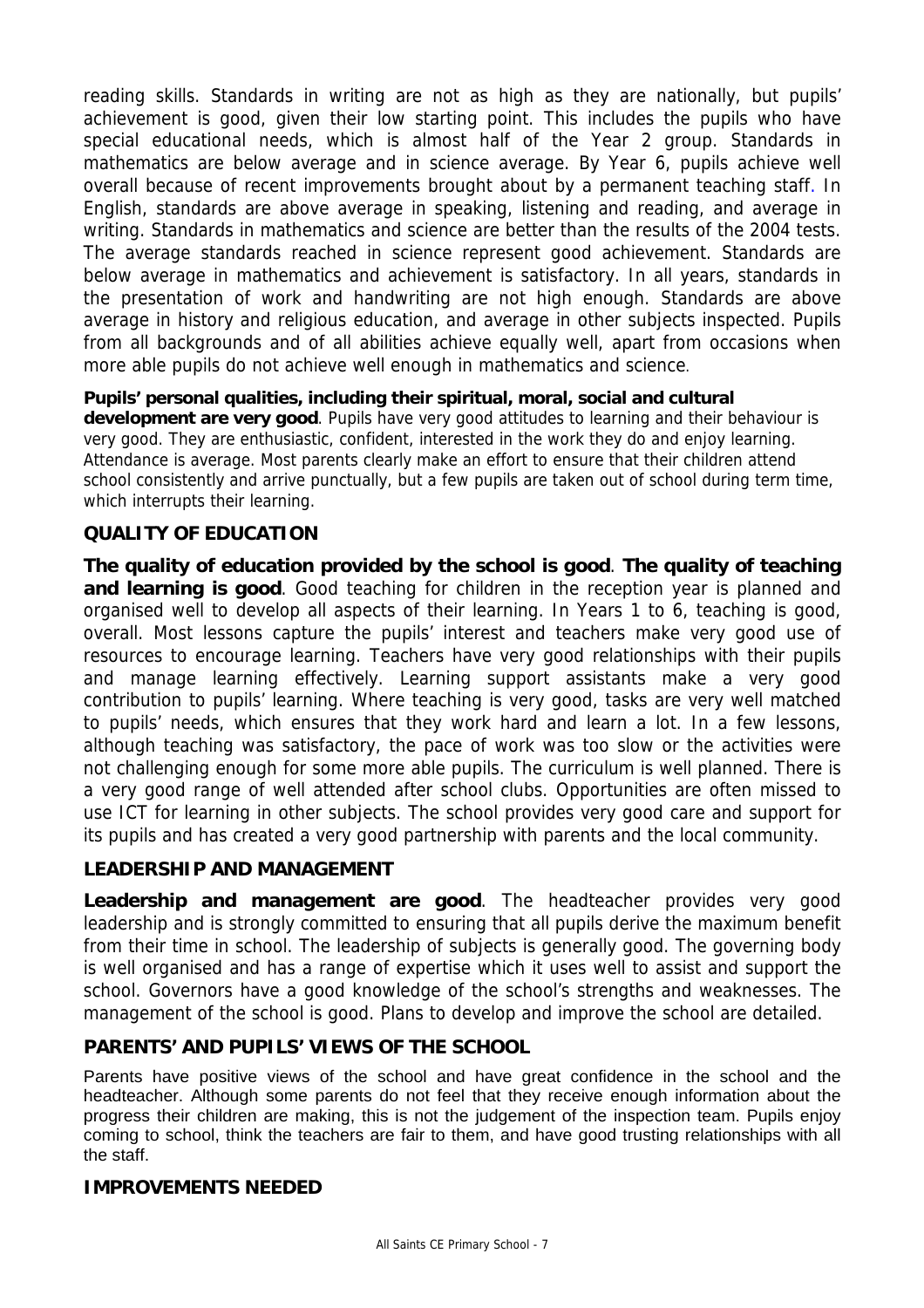reading skills. Standards in writing are not as high as they are nationally, but pupils' achievement is good, given their low starting point. This includes the pupils who have special educational needs, which is almost half of the Year 2 group. Standards in mathematics are below average and in science average. By Year 6, pupils achieve well overall because of recent improvements brought about by a permanent teaching staff. In English, standards are above average in speaking, listening and reading, and average in writing. Standards in mathematics and science are better than the results of the 2004 tests. The average standards reached in science represent good achievement. Standards are below average in mathematics and achievement is satisfactory. In all years, standards in the presentation of work and handwriting are not high enough. Standards are above average in history and religious education, and average in other subjects inspected. Pupils from all backgrounds and of all abilities achieve equally well, apart from occasions when more able pupils do not achieve well enough in mathematics and science.

**Pupils' personal qualities, including their spiritual, moral, social and cultural development are very good**. Pupils have very good attitudes to learning and their behaviour is very good. They are enthusiastic, confident, interested in the work they do and enjoy learning. Attendance is average. Most parents clearly make an effort to ensure that their children attend school consistently and arrive punctually, but a few pupils are taken out of school during term time, which interrupts their learning.

## QUALITY OF EDUCATION

**The quality of education provided by the school is good**. **The quality of teaching and learning is good**. Good teaching for children in the reception year is planned and organised well to develop all aspects of their learning. In Years 1 to 6, teaching is good, overall. Most lessons capture the pupils' interest and teachers make very good use of resources to encourage learning. Teachers have very good relationships with their pupils and manage learning effectively. Learning support assistants make a very good contribution to pupils' learning. Where teaching is very good, tasks are very well matched to pupils' needs, which ensures that they work hard and learn a lot. In a few lessons, although teaching was satisfactory, the pace of work was too slow or the activities were not challenging enough for some more able pupils. The curriculum is well planned. There is a very good range of well attended after school clubs. Opportunities are often missed to use ICT for learning in other subjects. The school provides very good care and support for its pupils and has created a very good partnership with parents and the local community.

## LEADERSHIP AND MANAGEMENT

**Leadership and management are good**. The headteacher provides very good leadership and is strongly committed to ensuring that all pupils derive the maximum benefit from their time in school. The leadership of subjects is generally good. The governing body is well organised and has a range of expertise which it uses well to assist and support the school. Governors have a good knowledge of the school's strengths and weaknesses. The management of the school is good. Plans to develop and improve the school are detailed.

## PARENTS' AND PUPILS' VIEWS OF THE SCHOOL

Parents have positive views of the school and have great confidence in the school and the headteacher. Although some parents do not feel that they receive enough information about the progress their children are making, this is not the judgement of the inspection team. Pupils enjoy coming to school, think the teachers are fair to them, and have good trusting relationships with all the staff.

## IMPROVEMENTS NEEDED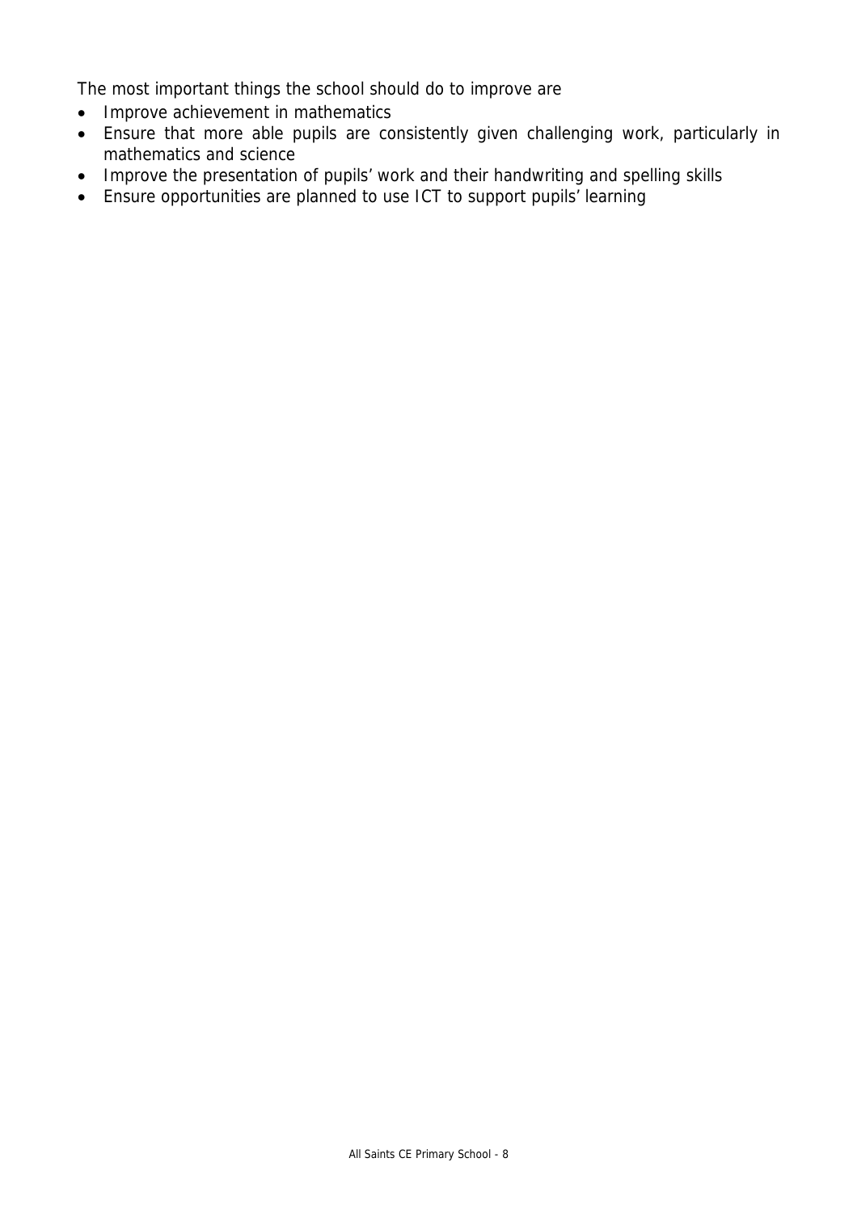The most important things the school should do to improve are

- Improve achievement in mathematics
- Ensure that more able pupils are consistently given challenging work, particularly in mathematics and science
- Improve the presentation of pupils' work and their handwriting and spelling skills
- Ensure opportunities are planned to use ICT to support pupils' learning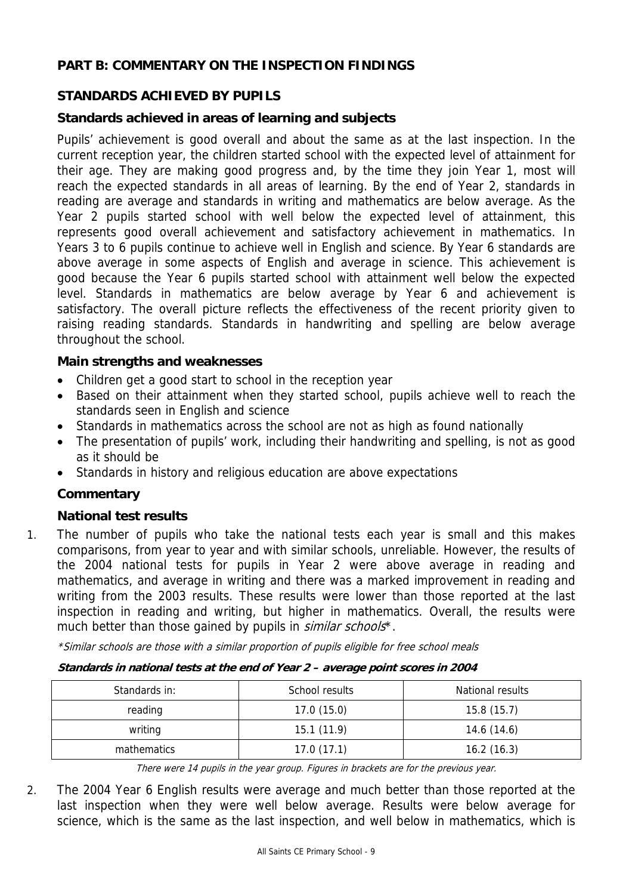## PART B: COMMENTARY ON THE INSPECTION FINDINGS

## STANDARDS ACHIEVED BY PUPILS

### Standards achieved in areas of learning and subjects

Pupils' achievement is good overall and about the same as at the last inspection. In the current reception year, the children started school with the expected level of attainment for their age. They are making good progress and, by the time they join Year 1, most will reach the expected standards in all areas of learning. By the end of Year 2, standards in reading are average and standards in writing and mathematics are below average. As the Year 2 pupils started school with well below the expected level of attainment, this represents good overall achievement and satisfactory achievement in mathematics. In Years 3 to 6 pupils continue to achieve well in English and science. By Year 6 standards are above average in some aspects of English and average in science. This achievement is good because the Year 6 pupils started school with attainment well below the expected level. Standards in mathematics are below average by Year 6 and achievement is satisfactory. The overall picture reflects the effectiveness of the recent priority given to raising reading standards. Standards in handwriting and spelling are below average throughout the school.

### Main strengths and weaknesses

- Children get a good start to school in the reception year
- Based on their attainment when they started school, pupils achieve well to reach the standards seen in English and science
- Standards in mathematics across the school are not as high as found nationally
- The presentation of pupils' work, including their handwriting and spelling, is not as good as it should be
- Standards in history and religious education are above expectations

### Commentary

#### National test results

1. The number of pupils who take the national tests each year is small and this makes comparisons, from year to year and with similar schools, unreliable. However, the results of the 2004 national tests for pupils in Year 2 were above average in reading and mathematics, and average in writing and there was a marked improvement in reading and writing from the 2003 results. These results were lower than those reported at the last inspection in reading and writing, but higher in mathematics. Overall, the results were much better than those gained by pupils in *similar schools*\*.

*\*Similar schools are those with a similar proportion of pupils eligible for free school meals*

***Standards in national tests at the end of Year 2 – average point scores in 2004***

| Standards in: | School results | National results |
| --- | --- | --- |
| reading | 17.0 (15.0) | 15.8 (15.7) |
| writing | 15.1 (11.9) | 14.6 (14.6) |
| mathematics | 17.0 (17.1) | 16.2 (16.3) |

*There were 14 pupils in the year group. Figures in brackets are for the previous year.*

2. The 2004 Year 6 English results were average and much better than those reported at the last inspection when they were well below average. Results were below average for science, which is the same as the last inspection, and well below in mathematics, which is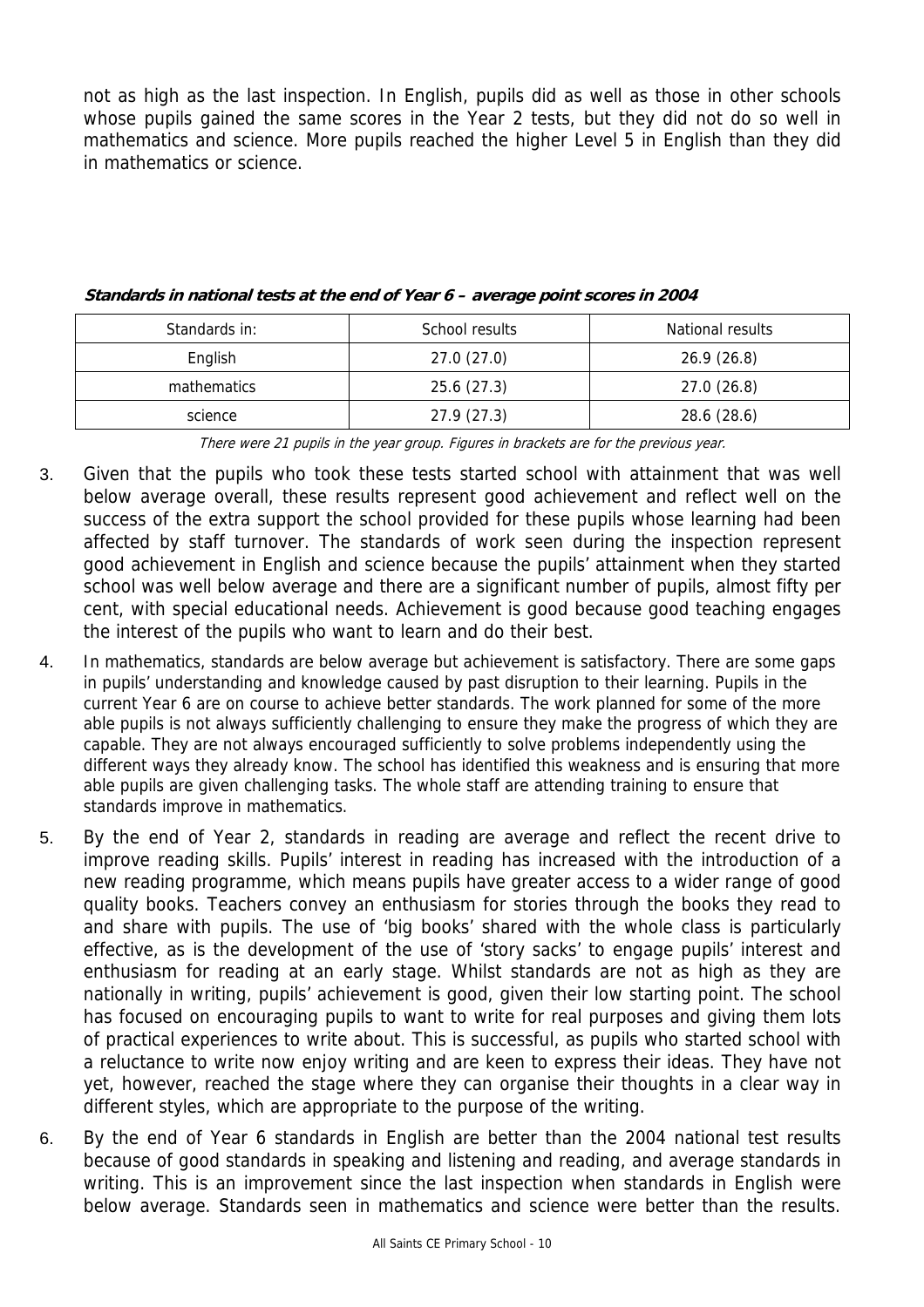not as high as the last inspection. In English, pupils did as well as those in other schools whose pupils gained the same scores in the Year 2 tests, but they did not do so well in mathematics and science. More pupils reached the higher Level 5 in English than they did in mathematics or science.

***Standards in national tests at the end of Year 6 – average point scores in 2004***

| Standards in: | School results | National results |
|---|---|---|
| English | 27.0 (27.0) | 26.9 (26.8) |
| mathematics | 25.6 (27.3) | 27.0 (26.8) |
| science | 27.9 (27.3) | 28.6 (28.6) |

*There were 21 pupils in the year group. Figures in brackets are for the previous year.*

3. Given that the pupils who took these tests started school with attainment that was well below average overall, these results represent good achievement and reflect well on the success of the extra support the school provided for these pupils whose learning had been affected by staff turnover. The standards of work seen during the inspection represent good achievement in English and science because the pupils' attainment when they started school was well below average and there are a significant number of pupils, almost fifty per cent, with special educational needs. Achievement is good because good teaching engages the interest of the pupils who want to learn and do their best.

4. In mathematics, standards are below average but achievement is satisfactory. There are some gaps in pupils' understanding and knowledge caused by past disruption to their learning. Pupils in the current Year 6 are on course to achieve better standards. The work planned for some of the more able pupils is not always sufficiently challenging to ensure they make the progress of which they are capable. They are not always encouraged sufficiently to solve problems independently using the different ways they already know. The school has identified this weakness and is ensuring that more able pupils are given challenging tasks. The whole staff are attending training to ensure that standards improve in mathematics.

5. By the end of Year 2, standards in reading are average and reflect the recent drive to improve reading skills. Pupils' interest in reading has increased with the introduction of a new reading programme, which means pupils have greater access to a wider range of good quality books. Teachers convey an enthusiasm for stories through the books they read to and share with pupils. The use of 'big books' shared with the whole class is particularly effective, as is the development of the use of 'story sacks' to engage pupils' interest and enthusiasm for reading at an early stage. Whilst standards are not as high as they are nationally in writing, pupils' achievement is good, given their low starting point. The school has focused on encouraging pupils to want to write for real purposes and giving them lots of practical experiences to write about. This is successful, as pupils who started school with a reluctance to write now enjoy writing and are keen to express their ideas. They have not yet, however, reached the stage where they can organise their thoughts in a clear way in different styles, which are appropriate to the purpose of the writing.

6. By the end of Year 6 standards in English are better than the 2004 national test results because of good standards in speaking and listening and reading, and average standards in writing. This is an improvement since the last inspection when standards in English were below average. Standards seen in mathematics and science were better than the results.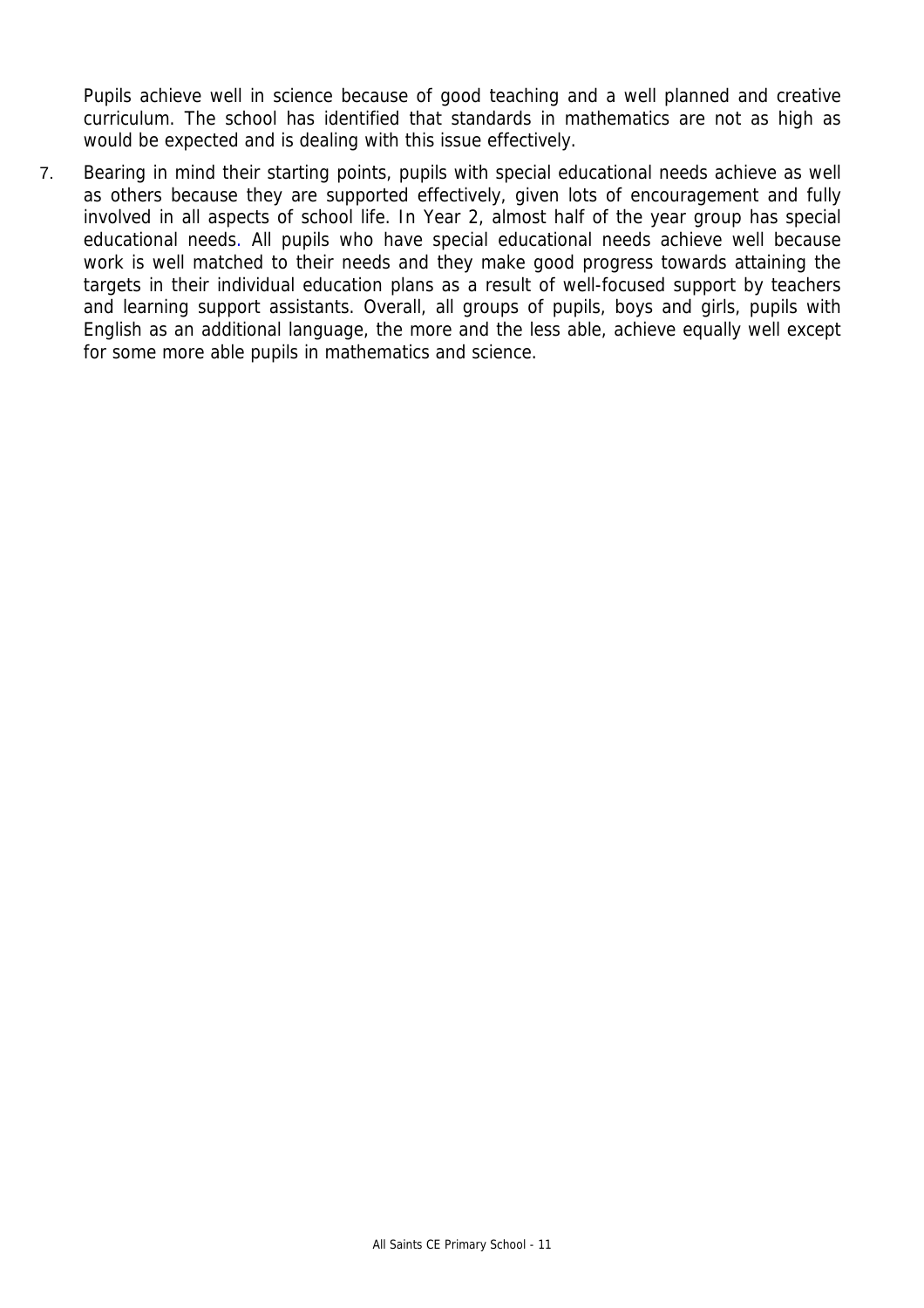Pupils achieve well in science because of good teaching and a well planned and creative curriculum. The school has identified that standards in mathematics are not as high as would be expected and is dealing with this issue effectively.

7. Bearing in mind their starting points, pupils with special educational needs achieve as well as others because they are supported effectively, given lots of encouragement and fully involved in all aspects of school life. In Year 2, almost half of the year group has special educational needs. All pupils who have special educational needs achieve well because work is well matched to their needs and they make good progress towards attaining the targets in their individual education plans as a result of well-focused support by teachers and learning support assistants. Overall, all groups of pupils, boys and girls, pupils with English as an additional language, the more and the less able, achieve equally well except for some more able pupils in mathematics and science.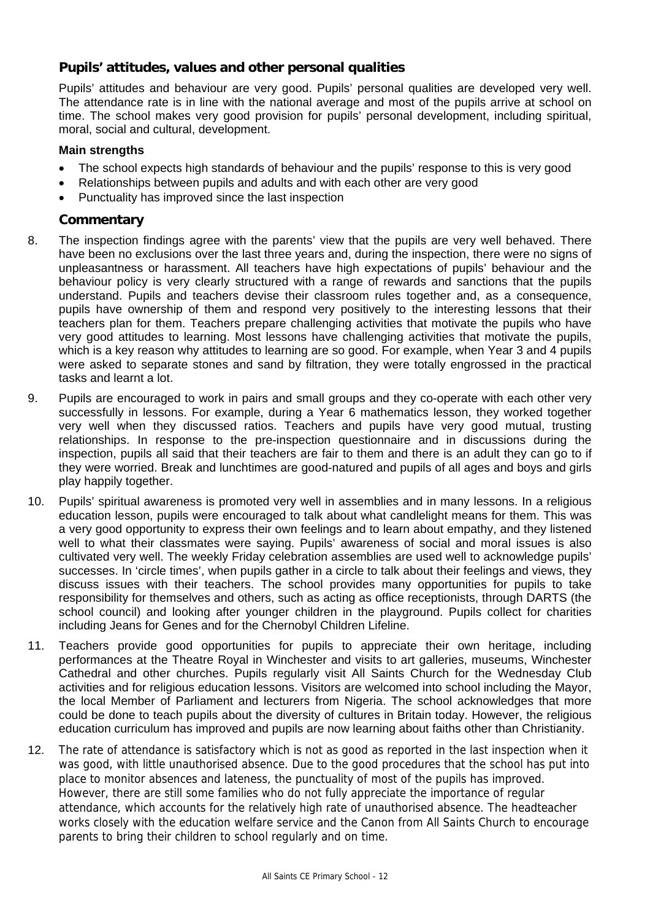## Pupils' attitudes, values and other personal qualities

Pupils' attitudes and behaviour are very good. Pupils' personal qualities are developed very well. The attendance rate is in line with the national average and most of the pupils arrive at school on time. The school makes very good provision for pupils' personal development, including spiritual, moral, social and cultural, development.

**Main strengths**

- The school expects high standards of behaviour and the pupils' response to this is very good
- Relationships between pupils and adults and with each other are very good
- Punctuality has improved since the last inspection

### Commentary

8. The inspection findings agree with the parents' view that the pupils are very well behaved. There have been no exclusions over the last three years and, during the inspection, there were no signs of unpleasantness or harassment. All teachers have high expectations of pupils' behaviour and the behaviour policy is very clearly structured with a range of rewards and sanctions that the pupils understand. Pupils and teachers devise their classroom rules together and, as a consequence, pupils have ownership of them and respond very positively to the interesting lessons that their teachers plan for them. Teachers prepare challenging activities that motivate the pupils who have very good attitudes to learning. Most lessons have challenging activities that motivate the pupils, which is a key reason why attitudes to learning are so good. For example, when Year 3 and 4 pupils were asked to separate stones and sand by filtration, they were totally engrossed in the practical tasks and learnt a lot.

9. Pupils are encouraged to work in pairs and small groups and they co-operate with each other very successfully in lessons. For example, during a Year 6 mathematics lesson, they worked together very well when they discussed ratios. Teachers and pupils have very good mutual, trusting relationships. In response to the pre-inspection questionnaire and in discussions during the inspection, pupils all said that their teachers are fair to them and there is an adult they can go to if they were worried. Break and lunchtimes are good-natured and pupils of all ages and boys and girls play happily together.

10. Pupils' spiritual awareness is promoted very well in assemblies and in many lessons. In a religious education lesson, pupils were encouraged to talk about what candlelight means for them. This was a very good opportunity to express their own feelings and to learn about empathy, and they listened well to what their classmates were saying. Pupils' awareness of social and moral issues is also cultivated very well. The weekly Friday celebration assemblies are used well to acknowledge pupils' successes. In 'circle times', when pupils gather in a circle to talk about their feelings and views, they discuss issues with their teachers. The school provides many opportunities for pupils to take responsibility for themselves and others, such as acting as office receptionists, through DARTS (the school council) and looking after younger children in the playground. Pupils collect for charities including Jeans for Genes and for the Chernobyl Children Lifeline.

11. Teachers provide good opportunities for pupils to appreciate their own heritage, including performances at the Theatre Royal in Winchester and visits to art galleries, museums, Winchester Cathedral and other churches. Pupils regularly visit All Saints Church for the Wednesday Club activities and for religious education lessons. Visitors are welcomed into school including the Mayor, the local Member of Parliament and lecturers from Nigeria. The school acknowledges that more could be done to teach pupils about the diversity of cultures in Britain today. However, the religious education curriculum has improved and pupils are now learning about faiths other than Christianity.

12. The rate of attendance is satisfactory which is not as good as reported in the last inspection when it was good, with little unauthorised absence. Due to the good procedures that the school has put into place to monitor absences and lateness, the punctuality of most of the pupils has improved. However, there are still some families who do not fully appreciate the importance of regular attendance, which accounts for the relatively high rate of unauthorised absence. The headteacher works closely with the education welfare service and the Canon from All Saints Church to encourage parents to bring their children to school regularly and on time.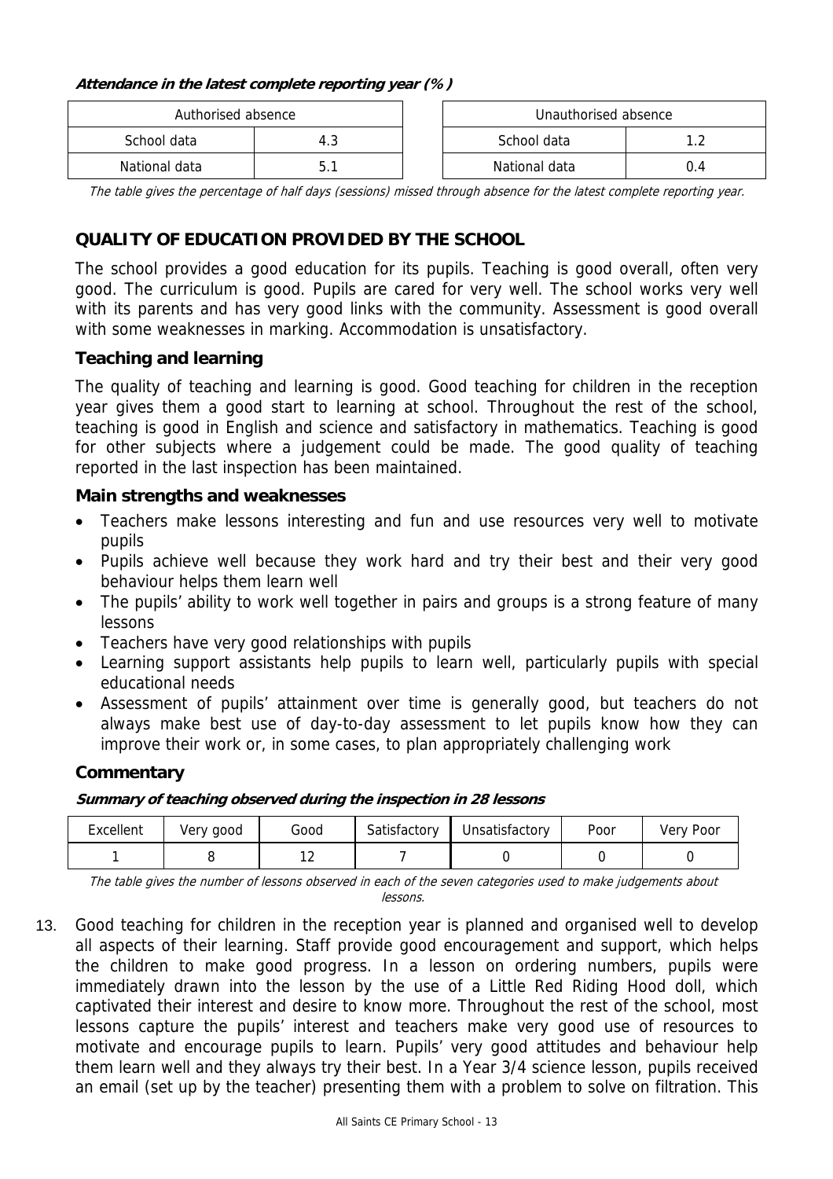***Attendance in the latest complete reporting year (%)***

| Authorised absence | |
|---|---|
| School data | 4.3 |
| National data | 5.1 |

| Unauthorised absence | |
|---|---|
| School data | 1.2 |
| National data | 0.4 |

*The table gives the percentage of half days (sessions) missed through absence for the latest complete reporting year.*

## QUALITY OF EDUCATION PROVIDED BY THE SCHOOL

The school provides a good education for its pupils. Teaching is good overall, often very good. The curriculum is good. Pupils are cared for very well. The school works very well with its parents and has very good links with the community. Assessment is good overall with some weaknesses in marking. Accommodation is unsatisfactory.

### Teaching and learning

The quality of teaching and learning is good. Good teaching for children in the reception year gives them a good start to learning at school. Throughout the rest of the school, teaching is good in English and science and satisfactory in mathematics. Teaching is good for other subjects where a judgement could be made. The good quality of teaching reported in the last inspection has been maintained.

### Main strengths and weaknesses

- Teachers make lessons interesting and fun and use resources very well to motivate pupils
- Pupils achieve well because they work hard and try their best and their very good behaviour helps them learn well
- The pupils' ability to work well together in pairs and groups is a strong feature of many lessons
- Teachers have very good relationships with pupils
- Learning support assistants help pupils to learn well, particularly pupils with special educational needs
- Assessment of pupils' attainment over time is generally good, but teachers do not always make best use of day-to-day assessment to let pupils know how they can improve their work or, in some cases, to plan appropriately challenging work

### Commentary

***Summary of teaching observed during the inspection in 28 lessons***

| Excellent | Very good | Good | Satisfactory | Unsatisfactory | Poor | Very Poor |
|---|---|---|---|---|---|---|
| 1 | 8 | 12 | 7 | 0 | 0 | 0 |

*The table gives the number of lessons observed in each of the seven categories used to make judgements about lessons.*

13. Good teaching for children in the reception year is planned and organised well to develop all aspects of their learning. Staff provide good encouragement and support, which helps the children to make good progress. In a lesson on ordering numbers, pupils were immediately drawn into the lesson by the use of a Little Red Riding Hood doll, which captivated their interest and desire to know more. Throughout the rest of the school, most lessons capture the pupils' interest and teachers make very good use of resources to motivate and encourage pupils to learn. Pupils' very good attitudes and behaviour help them learn well and they always try their best. In a Year 3/4 science lesson, pupils received an email (set up by the teacher) presenting them with a problem to solve on filtration. This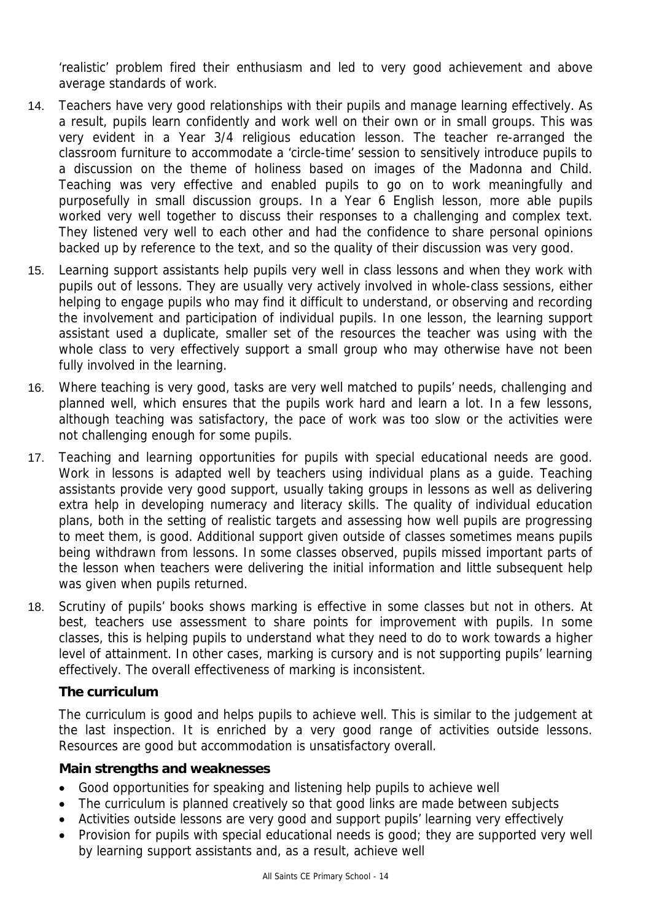'realistic' problem fired their enthusiasm and led to very good achievement and above average standards of work.

14. Teachers have very good relationships with their pupils and manage learning effectively. As a result, pupils learn confidently and work well on their own or in small groups. This was very evident in a Year 3/4 religious education lesson. The teacher re-arranged the classroom furniture to accommodate a 'circle-time' session to sensitively introduce pupils to a discussion on the theme of holiness based on images of the Madonna and Child. Teaching was very effective and enabled pupils to go on to work meaningfully and purposefully in small discussion groups. In a Year 6 English lesson, more able pupils worked very well together to discuss their responses to a challenging and complex text. They listened very well to each other and had the confidence to share personal opinions backed up by reference to the text, and so the quality of their discussion was very good.

15. Learning support assistants help pupils very well in class lessons and when they work with pupils out of lessons. They are usually very actively involved in whole-class sessions, either helping to engage pupils who may find it difficult to understand, or observing and recording the involvement and participation of individual pupils. In one lesson, the learning support assistant used a duplicate, smaller set of the resources the teacher was using with the whole class to very effectively support a small group who may otherwise have not been fully involved in the learning.

16. Where teaching is very good, tasks are very well matched to pupils' needs, challenging and planned well, which ensures that the pupils work hard and learn a lot. In a few lessons, although teaching was satisfactory, the pace of work was too slow or the activities were not challenging enough for some pupils.

17. Teaching and learning opportunities for pupils with special educational needs are good. Work in lessons is adapted well by teachers using individual plans as a guide. Teaching assistants provide very good support, usually taking groups in lessons as well as delivering extra help in developing numeracy and literacy skills. The quality of individual education plans, both in the setting of realistic targets and assessing how well pupils are progressing to meet them, is good. Additional support given outside of classes sometimes means pupils being withdrawn from lessons. In some classes observed, pupils missed important parts of the lesson when teachers were delivering the initial information and little subsequent help was given when pupils returned.

18. Scrutiny of pupils' books shows marking is effective in some classes but not in others. At best, teachers use assessment to share points for improvement with pupils. In some classes, this is helping pupils to understand what they need to do to work towards a higher level of attainment. In other cases, marking is cursory and is not supporting pupils' learning effectively. The overall effectiveness of marking is inconsistent.

### The curriculum

The curriculum is good and helps pupils to achieve well. This is similar to the judgement at the last inspection. It is enriched by a very good range of activities outside lessons. Resources are good but accommodation is unsatisfactory overall.

#### Main strengths and weaknesses

- Good opportunities for speaking and listening help pupils to achieve well
- The curriculum is planned creatively so that good links are made between subjects
- Activities outside lessons are very good and support pupils' learning very effectively
- Provision for pupils with special educational needs is good; they are supported very well by learning support assistants and, as a result, achieve well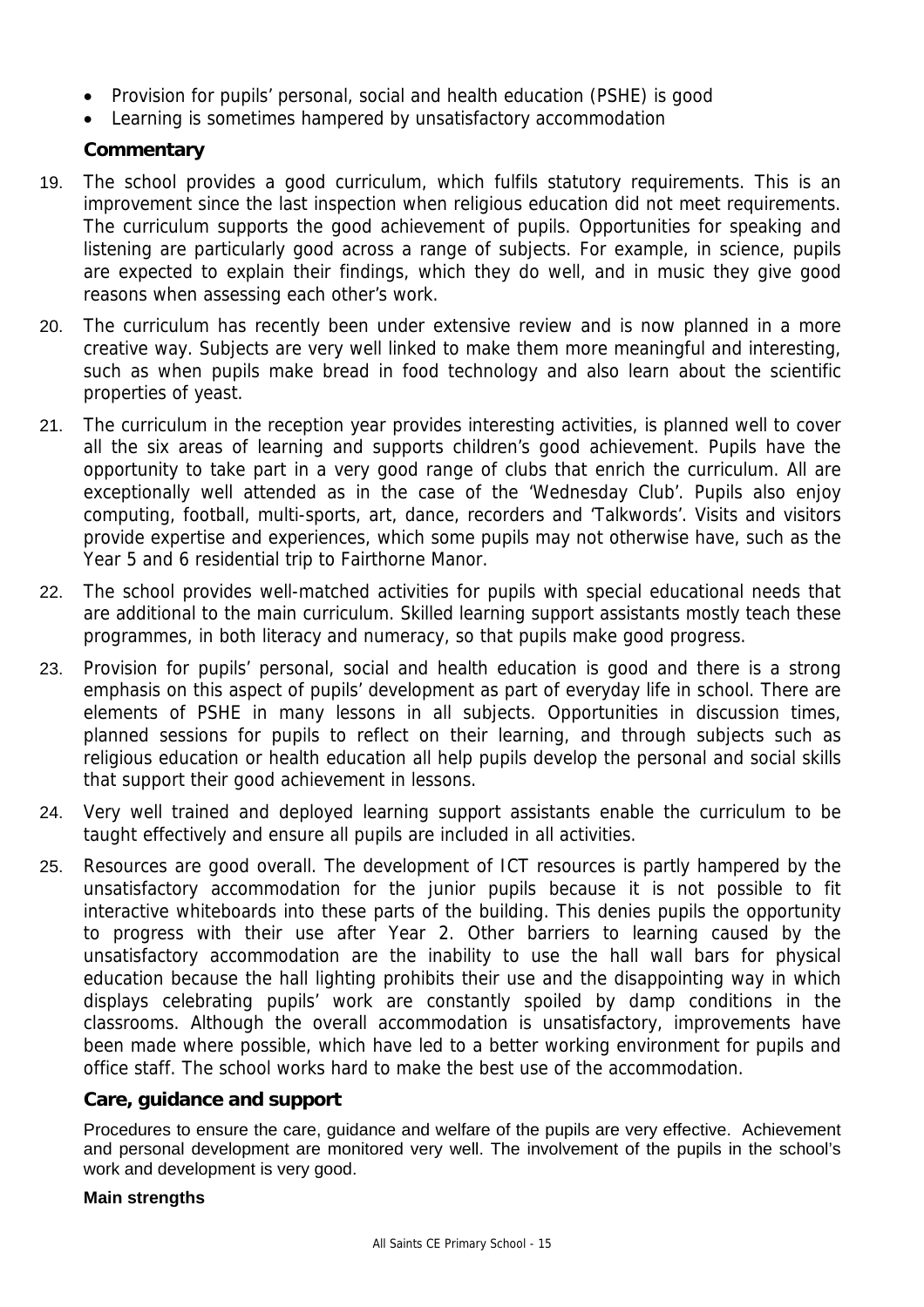- Provision for pupils' personal, social and health education (PSHE) is good
- Learning is sometimes hampered by unsatisfactory accommodation

### Commentary

19. The school provides a good curriculum, which fulfils statutory requirements. This is an improvement since the last inspection when religious education did not meet requirements. The curriculum supports the good achievement of pupils. Opportunities for speaking and listening are particularly good across a range of subjects. For example, in science, pupils are expected to explain their findings, which they do well, and in music they give good reasons when assessing each other's work.

20. The curriculum has recently been under extensive review and is now planned in a more creative way. Subjects are very well linked to make them more meaningful and interesting, such as when pupils make bread in food technology and also learn about the scientific properties of yeast.

21. The curriculum in the reception year provides interesting activities, is planned well to cover all the six areas of learning and supports children's good achievement. Pupils have the opportunity to take part in a very good range of clubs that enrich the curriculum. All are exceptionally well attended as in the case of the 'Wednesday Club'. Pupils also enjoy computing, football, multi-sports, art, dance, recorders and 'Talkwords'. Visits and visitors provide expertise and experiences, which some pupils may not otherwise have, such as the Year 5 and 6 residential trip to Fairthorne Manor.

22. The school provides well-matched activities for pupils with special educational needs that are additional to the main curriculum. Skilled learning support assistants mostly teach these programmes, in both literacy and numeracy, so that pupils make good progress.

23. Provision for pupils' personal, social and health education is good and there is a strong emphasis on this aspect of pupils' development as part of everyday life in school. There are elements of PSHE in many lessons in all subjects. Opportunities in discussion times, planned sessions for pupils to reflect on their learning, and through subjects such as religious education or health education all help pupils develop the personal and social skills that support their good achievement in lessons.

24. Very well trained and deployed learning support assistants enable the curriculum to be taught effectively and ensure all pupils are included in all activities.

25. Resources are good overall. The development of ICT resources is partly hampered by the unsatisfactory accommodation for the junior pupils because it is not possible to fit interactive whiteboards into these parts of the building. This denies pupils the opportunity to progress with their use after Year 2. Other barriers to learning caused by the unsatisfactory accommodation are the inability to use the hall wall bars for physical education because the hall lighting prohibits their use and the disappointing way in which displays celebrating pupils' work are constantly spoiled by damp conditions in the classrooms. Although the overall accommodation is unsatisfactory, improvements have been made where possible, which have led to a better working environment for pupils and office staff. The school works hard to make the best use of the accommodation.

## Care, guidance and support

Procedures to ensure the care, guidance and welfare of the pupils are very effective. Achievement and personal development are monitored very well. The involvement of the pupils in the school's work and development is very good.

**Main strengths**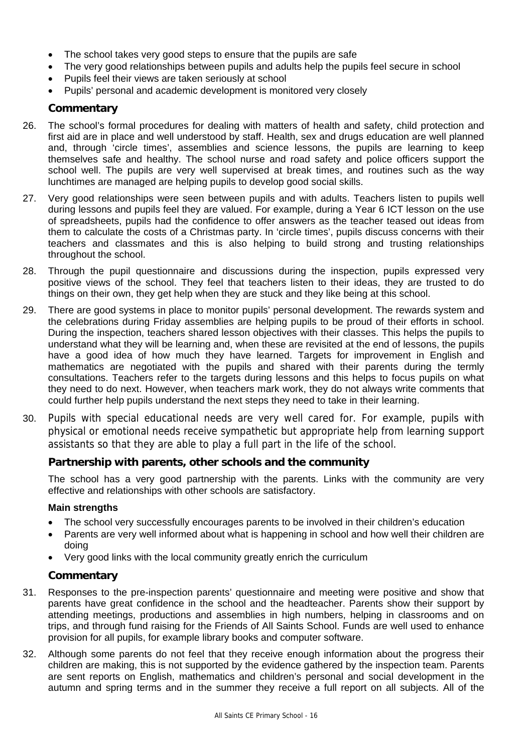- The school takes very good steps to ensure that the pupils are safe
- The very good relationships between pupils and adults help the pupils feel secure in school
- Pupils feel their views are taken seriously at school
- Pupils' personal and academic development is monitored very closely

### Commentary

26. The school's formal procedures for dealing with matters of health and safety, child protection and first aid are in place and well understood by staff. Health, sex and drugs education are well planned and, through 'circle times', assemblies and science lessons, the pupils are learning to keep themselves safe and healthy. The school nurse and road safety and police officers support the school well. The pupils are very well supervised at break times, and routines such as the way lunchtimes are managed are helping pupils to develop good social skills.

27. Very good relationships were seen between pupils and with adults. Teachers listen to pupils well during lessons and pupils feel they are valued. For example, during a Year 6 ICT lesson on the use of spreadsheets, pupils had the confidence to offer answers as the teacher teased out ideas from them to calculate the costs of a Christmas party. In 'circle times', pupils discuss concerns with their teachers and classmates and this is also helping to build strong and trusting relationships throughout the school.

28. Through the pupil questionnaire and discussions during the inspection, pupils expressed very positive views of the school. They feel that teachers listen to their ideas, they are trusted to do things on their own, they get help when they are stuck and they like being at this school.

29. There are good systems in place to monitor pupils' personal development. The rewards system and the celebrations during Friday assemblies are helping pupils to be proud of their efforts in school. During the inspection, teachers shared lesson objectives with their classes. This helps the pupils to understand what they will be learning and, when these are revisited at the end of lessons, the pupils have a good idea of how much they have learned. Targets for improvement in English and mathematics are negotiated with the pupils and shared with their parents during the termly consultations. Teachers refer to the targets during lessons and this helps to focus pupils on what they need to do next. However, when teachers mark work, they do not always write comments that could further help pupils understand the next steps they need to take in their learning.

30. Pupils with special educational needs are very well cared for. For example, pupils with physical or emotional needs receive sympathetic but appropriate help from learning support assistants so that they are able to play a full part in the life of the school.

## Partnership with parents, other schools and the community

The school has a very good partnership with the parents. Links with the community are very effective and relationships with other schools are satisfactory.

**Main strengths**

- The school very successfully encourages parents to be involved in their children's education
- Parents are very well informed about what is happening in school and how well their children are doing
- Very good links with the local community greatly enrich the curriculum

### Commentary

31. Responses to the pre-inspection parents' questionnaire and meeting were positive and show that parents have great confidence in the school and the headteacher. Parents show their support by attending meetings, productions and assemblies in high numbers, helping in classrooms and on trips, and through fund raising for the Friends of All Saints School. Funds are well used to enhance provision for all pupils, for example library books and computer software.

32. Although some parents do not feel that they receive enough information about the progress their children are making, this is not supported by the evidence gathered by the inspection team. Parents are sent reports on English, mathematics and children's personal and social development in the autumn and spring terms and in the summer they receive a full report on all subjects. All of the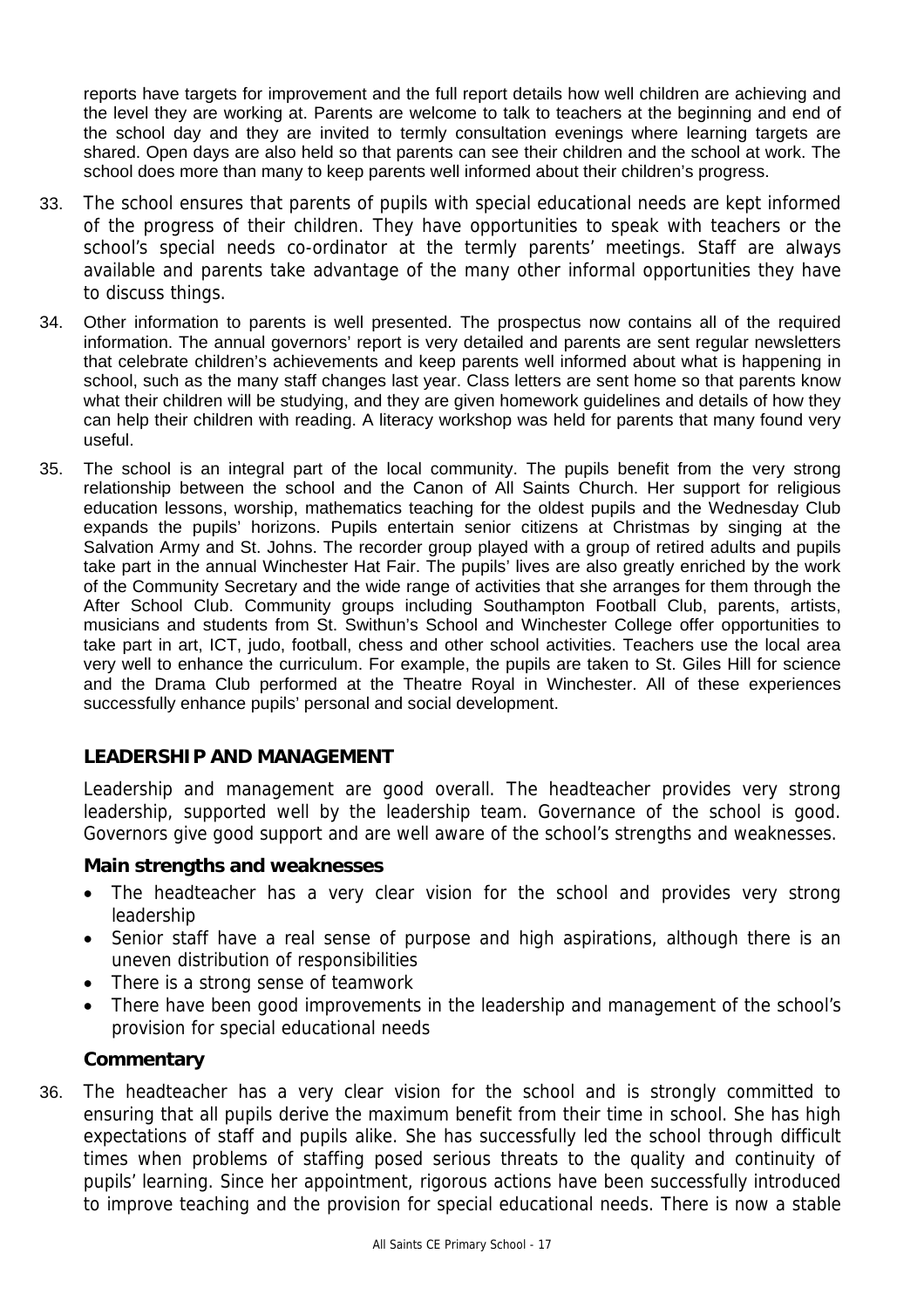reports have targets for improvement and the full report details how well children are achieving and the level they are working at. Parents are welcome to talk to teachers at the beginning and end of the school day and they are invited to termly consultation evenings where learning targets are shared. Open days are also held so that parents can see their children and the school at work. The school does more than many to keep parents well informed about their children's progress.

33. The school ensures that parents of pupils with special educational needs are kept informed of the progress of their children. They have opportunities to speak with teachers or the school's special needs co-ordinator at the termly parents' meetings. Staff are always available and parents take advantage of the many other informal opportunities they have to discuss things.

34. Other information to parents is well presented. The prospectus now contains all of the required information. The annual governors' report is very detailed and parents are sent regular newsletters that celebrate children's achievements and keep parents well informed about what is happening in school, such as the many staff changes last year. Class letters are sent home so that parents know what their children will be studying, and they are given homework guidelines and details of how they can help their children with reading. A literacy workshop was held for parents that many found very useful.

35. The school is an integral part of the local community. The pupils benefit from the very strong relationship between the school and the Canon of All Saints Church. Her support for religious education lessons, worship, mathematics teaching for the oldest pupils and the Wednesday Club expands the pupils' horizons. Pupils entertain senior citizens at Christmas by singing at the Salvation Army and St. Johns. The recorder group played with a group of retired adults and pupils take part in the annual Winchester Hat Fair. The pupils' lives are also greatly enriched by the work of the Community Secretary and the wide range of activities that she arranges for them through the After School Club. Community groups including Southampton Football Club, parents, artists, musicians and students from St. Swithun's School and Winchester College offer opportunities to take part in art, ICT, judo, football, chess and other school activities. Teachers use the local area very well to enhance the curriculum. For example, the pupils are taken to St. Giles Hill for science and the Drama Club performed at the Theatre Royal in Winchester. All of these experiences successfully enhance pupils' personal and social development.

## LEADERSHIP AND MANAGEMENT

Leadership and management are good overall. The headteacher provides very strong leadership, supported well by the leadership team. Governance of the school is good. Governors give good support and are well aware of the school's strengths and weaknesses.

### Main strengths and weaknesses

- The headteacher has a very clear vision for the school and provides very strong leadership
- Senior staff have a real sense of purpose and high aspirations, although there is an uneven distribution of responsibilities
- There is a strong sense of teamwork
- There have been good improvements in the leadership and management of the school's provision for special educational needs

### Commentary

36. The headteacher has a very clear vision for the school and is strongly committed to ensuring that all pupils derive the maximum benefit from their time in school. She has high expectations of staff and pupils alike. She has successfully led the school through difficult times when problems of staffing posed serious threats to the quality and continuity of pupils' learning. Since her appointment, rigorous actions have been successfully introduced to improve teaching and the provision for special educational needs. There is now a stable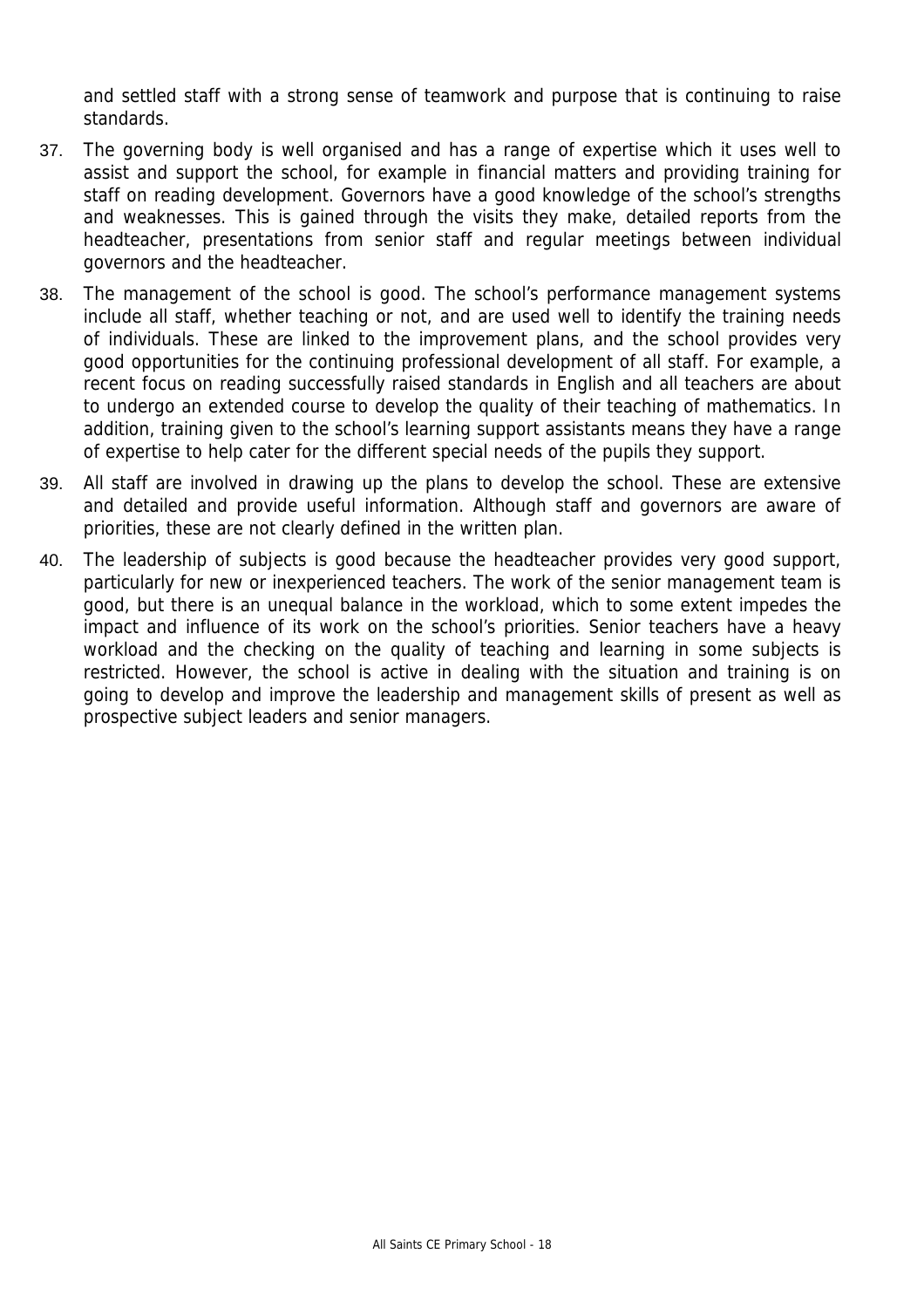and settled staff with a strong sense of teamwork and purpose that is continuing to raise standards.

37. The governing body is well organised and has a range of expertise which it uses well to assist and support the school, for example in financial matters and providing training for staff on reading development. Governors have a good knowledge of the school's strengths and weaknesses. This is gained through the visits they make, detailed reports from the headteacher, presentations from senior staff and regular meetings between individual governors and the headteacher.

38. The management of the school is good. The school's performance management systems include all staff, whether teaching or not, and are used well to identify the training needs of individuals. These are linked to the improvement plans, and the school provides very good opportunities for the continuing professional development of all staff. For example, a recent focus on reading successfully raised standards in English and all teachers are about to undergo an extended course to develop the quality of their teaching of mathematics. In addition, training given to the school's learning support assistants means they have a range of expertise to help cater for the different special needs of the pupils they support.

39. All staff are involved in drawing up the plans to develop the school. These are extensive and detailed and provide useful information. Although staff and governors are aware of priorities, these are not clearly defined in the written plan.

40. The leadership of subjects is good because the headteacher provides very good support, particularly for new or inexperienced teachers. The work of the senior management team is good, but there is an unequal balance in the workload, which to some extent impedes the impact and influence of its work on the school's priorities. Senior teachers have a heavy workload and the checking on the quality of teaching and learning in some subjects is restricted. However, the school is active in dealing with the situation and training is on going to develop and improve the leadership and management skills of present as well as prospective subject leaders and senior managers.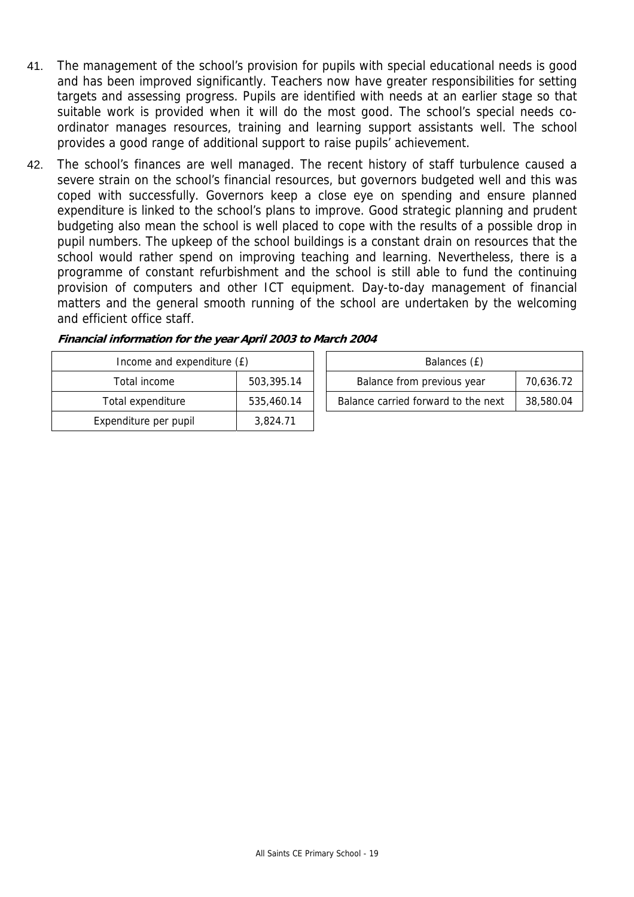41. The management of the school's provision for pupils with special educational needs is good and has been improved significantly. Teachers now have greater responsibilities for setting targets and assessing progress. Pupils are identified with needs at an earlier stage so that suitable work is provided when it will do the most good. The school's special needs co-ordinator manages resources, training and learning support assistants well. The school provides a good range of additional support to raise pupils' achievement.

42. The school's finances are well managed. The recent history of staff turbulence caused a severe strain on the school's financial resources, but governors budgeted well and this was coped with successfully. Governors keep a close eye on spending and ensure planned expenditure is linked to the school's plans to improve. Good strategic planning and prudent budgeting also mean the school is well placed to cope with the results of a possible drop in pupil numbers. The upkeep of the school buildings is a constant drain on resources that the school would rather spend on improving teaching and learning. Nevertheless, there is a programme of constant refurbishment and the school is still able to fund the continuing provision of computers and other ICT equipment. Day-to-day management of financial matters and the general smooth running of the school are undertaken by the welcoming and efficient office staff.

***Financial information for the year April 2003 to March 2004***

| Income and expenditure (£) | |
|---|---|
| Total income | 503,395.14 |
| Total expenditure | 535,460.14 |
| Expenditure per pupil | 3,824.71 |

| Balances (£) | |
|---|---|
| Balance from previous year | 70,636.72 |
| Balance carried forward to the next | 38,580.04 |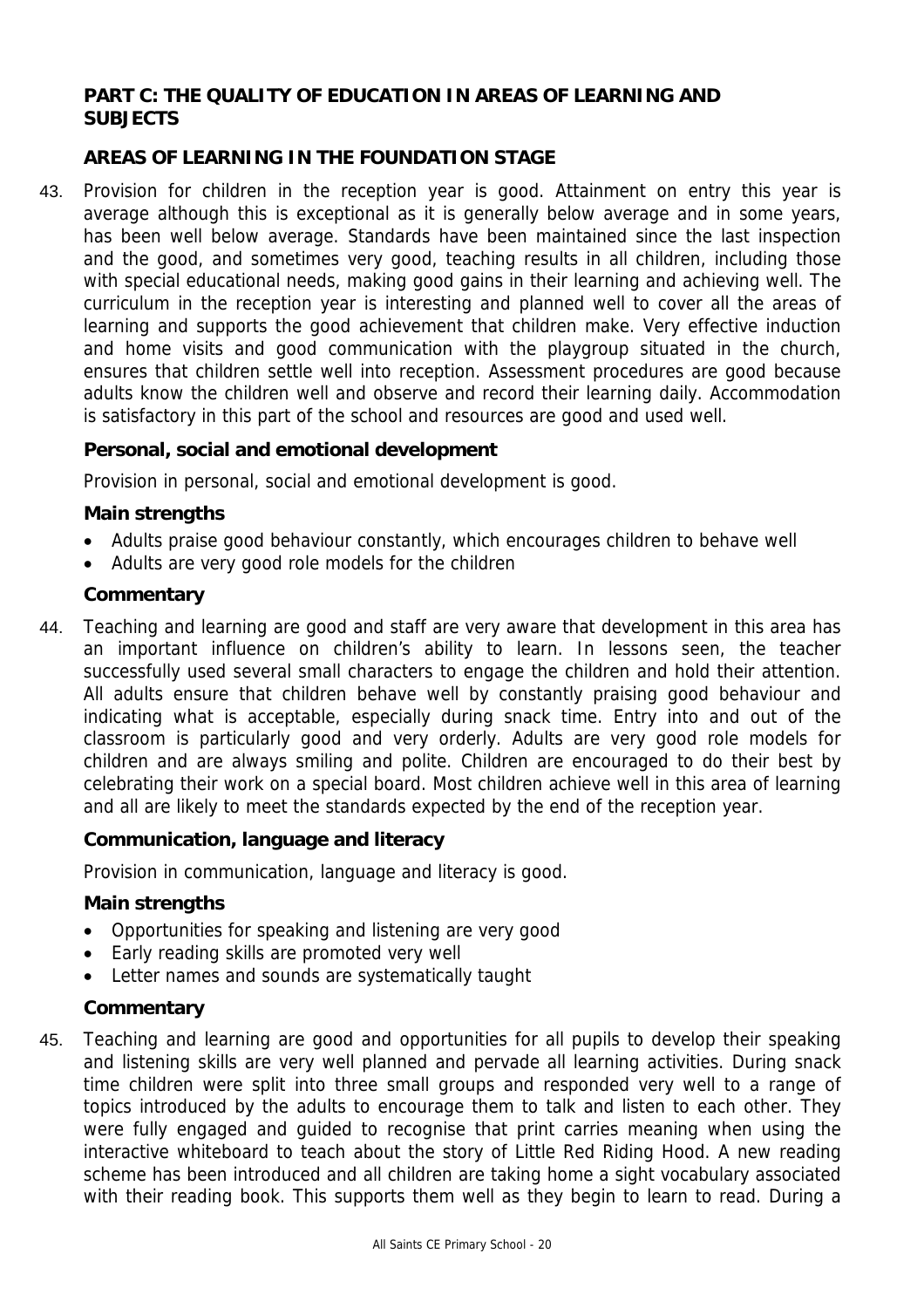## PART C: THE QUALITY OF EDUCATION IN AREAS OF LEARNING AND SUBJECTS

### AREAS OF LEARNING IN THE FOUNDATION STAGE

43. Provision for children in the reception year is good. Attainment on entry this year is average although this is exceptional as it is generally below average and in some years, has been well below average. Standards have been maintained since the last inspection and the good, and sometimes very good, teaching results in all children, including those with special educational needs, making good gains in their learning and achieving well. The curriculum in the reception year is interesting and planned well to cover all the areas of learning and supports the good achievement that children make. Very effective induction and home visits and good communication with the playgroup situated in the church, ensures that children settle well into reception. Assessment procedures are good because adults know the children well and observe and record their learning daily. Accommodation is satisfactory in this part of the school and resources are good and used well.

#### Personal, social and emotional development

Provision in personal, social and emotional development is good.

**Main strengths**

- Adults praise good behaviour constantly, which encourages children to behave well
- Adults are very good role models for the children

**Commentary**

44. Teaching and learning are good and staff are very aware that development in this area has an important influence on children's ability to learn. In lessons seen, the teacher successfully used several small characters to engage the children and hold their attention. All adults ensure that children behave well by constantly praising good behaviour and indicating what is acceptable, especially during snack time. Entry into and out of the classroom is particularly good and very orderly. Adults are very good role models for children and are always smiling and polite. Children are encouraged to do their best by celebrating their work on a special board. Most children achieve well in this area of learning and all are likely to meet the standards expected by the end of the reception year.

#### Communication, language and literacy

Provision in communication, language and literacy is good.

**Main strengths**

- Opportunities for speaking and listening are very good
- Early reading skills are promoted very well
- Letter names and sounds are systematically taught

**Commentary**

45. Teaching and learning are good and opportunities for all pupils to develop their speaking and listening skills are very well planned and pervade all learning activities. During snack time children were split into three small groups and responded very well to a range of topics introduced by the adults to encourage them to talk and listen to each other. They were fully engaged and guided to recognise that print carries meaning when using the interactive whiteboard to teach about the story of Little Red Riding Hood. A new reading scheme has been introduced and all children are taking home a sight vocabulary associated with their reading book. This supports them well as they begin to learn to read. During a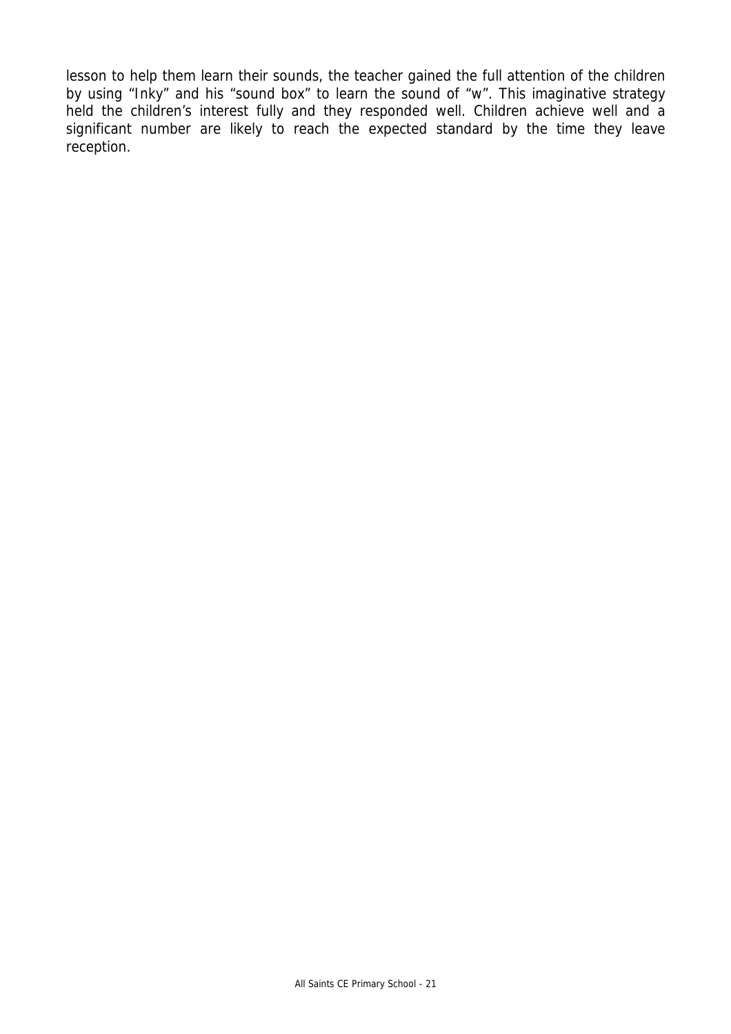lesson to help them learn their sounds, the teacher gained the full attention of the children by using "Inky" and his "sound box" to learn the sound of "w". This imaginative strategy held the children's interest fully and they responded well. Children achieve well and a significant number are likely to reach the expected standard by the time they leave reception.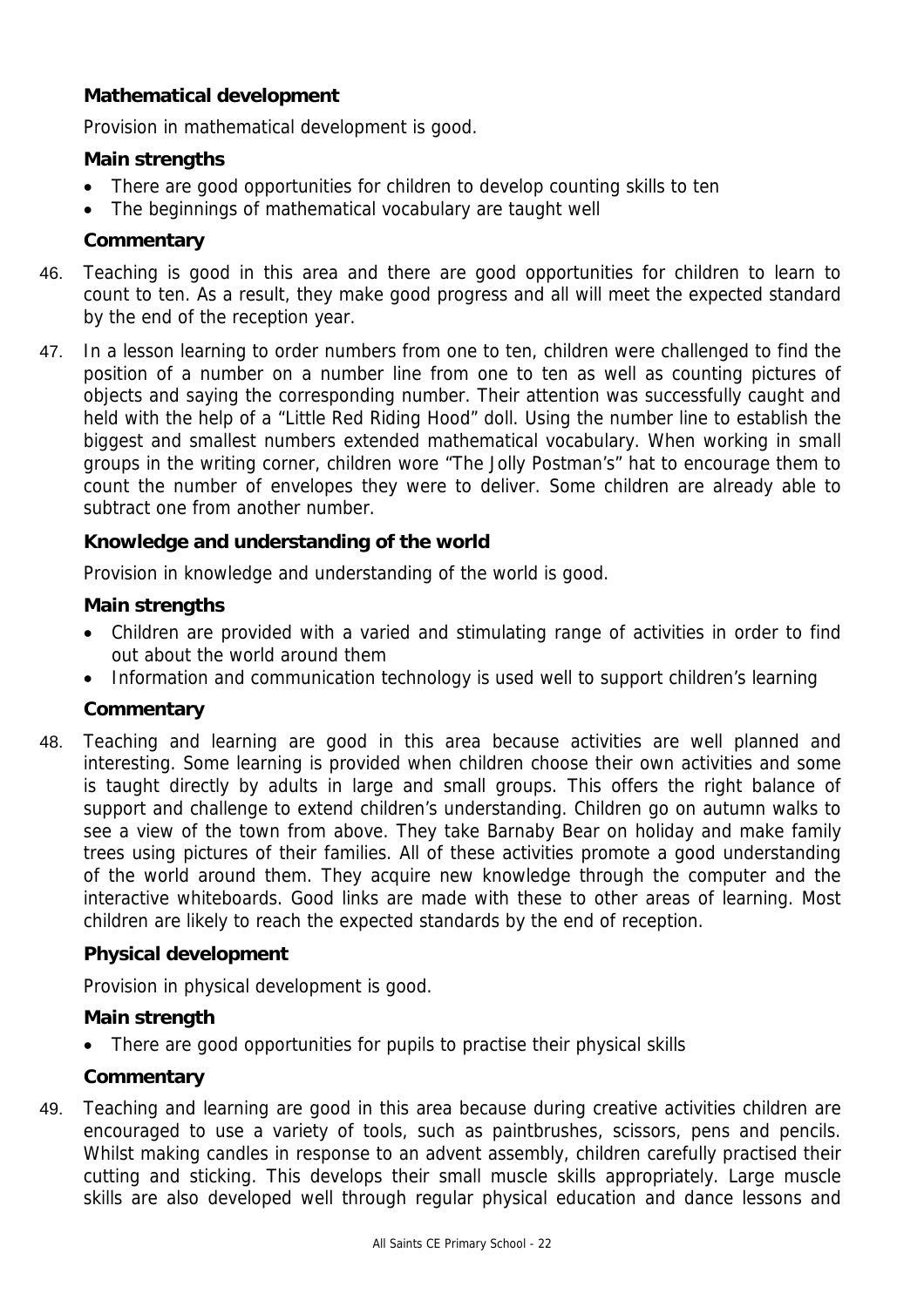### Mathematical development

Provision in mathematical development is good.

#### Main strengths

- There are good opportunities for children to develop counting skills to ten
- The beginnings of mathematical vocabulary are taught well

#### Commentary

46. Teaching is good in this area and there are good opportunities for children to learn to count to ten. As a result, they make good progress and all will meet the expected standard by the end of the reception year.

47. In a lesson learning to order numbers from one to ten, children were challenged to find the position of a number on a number line from one to ten as well as counting pictures of objects and saying the corresponding number. Their attention was successfully caught and held with the help of a "Little Red Riding Hood" doll. Using the number line to establish the biggest and smallest numbers extended mathematical vocabulary. When working in small groups in the writing corner, children wore "The Jolly Postman's" hat to encourage them to count the number of envelopes they were to deliver. Some children are already able to subtract one from another number.

### Knowledge and understanding of the world

Provision in knowledge and understanding of the world is good.

#### Main strengths

- Children are provided with a varied and stimulating range of activities in order to find out about the world around them
- Information and communication technology is used well to support children's learning

#### Commentary

48. Teaching and learning are good in this area because activities are well planned and interesting. Some learning is provided when children choose their own activities and some is taught directly by adults in large and small groups. This offers the right balance of support and challenge to extend children's understanding. Children go on autumn walks to see a view of the town from above. They take Barnaby Bear on holiday and make family trees using pictures of their families. All of these activities promote a good understanding of the world around them. They acquire new knowledge through the computer and the interactive whiteboards. Good links are made with these to other areas of learning. Most children are likely to reach the expected standards by the end of reception.

### Physical development

Provision in physical development is good.

#### Main strength

- There are good opportunities for pupils to practise their physical skills

#### Commentary

49. Teaching and learning are good in this area because during creative activities children are encouraged to use a variety of tools, such as paintbrushes, scissors, pens and pencils. Whilst making candles in response to an advent assembly, children carefully practised their cutting and sticking. This develops their small muscle skills appropriately. Large muscle skills are also developed well through regular physical education and dance lessons and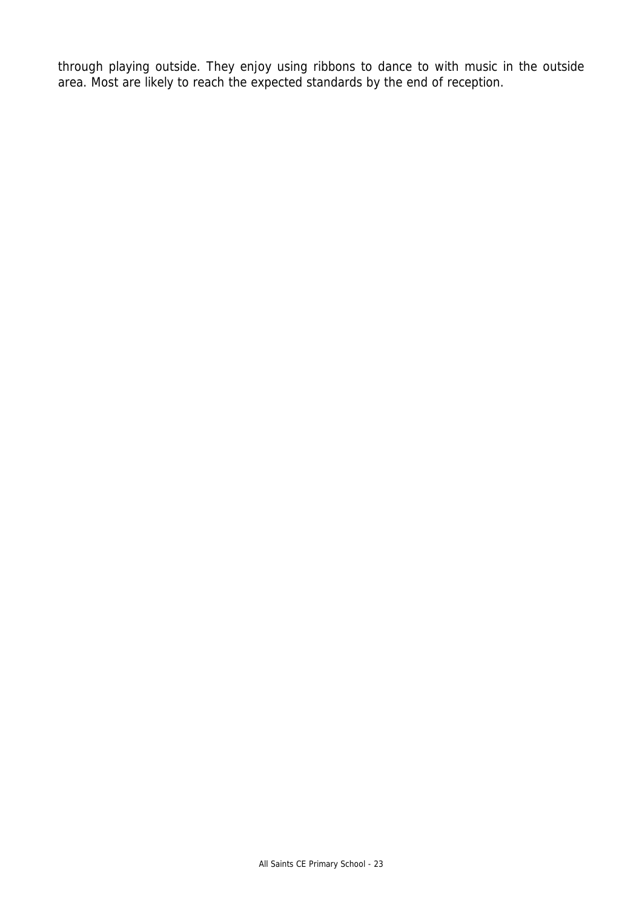through playing outside. They enjoy using ribbons to dance to with music in the outside area. Most are likely to reach the expected standards by the end of reception.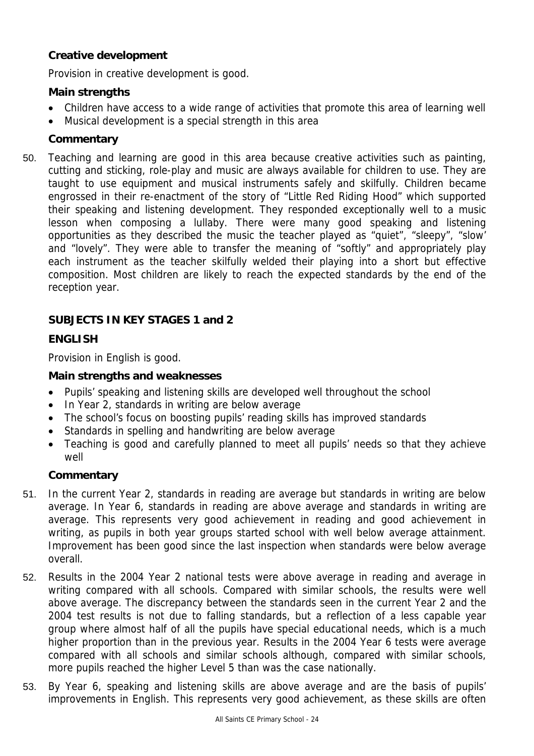### Creative development

Provision in creative development is good.

#### Main strengths

- Children have access to a wide range of activities that promote this area of learning well
- Musical development is a special strength in this area

#### Commentary

50. Teaching and learning are good in this area because creative activities such as painting, cutting and sticking, role-play and music are always available for children to use. They are taught to use equipment and musical instruments safely and skilfully. Children became engrossed in their re-enactment of the story of "Little Red Riding Hood" which supported their speaking and listening development. They responded exceptionally well to a music lesson when composing a lullaby. There were many good speaking and listening opportunities as they described the music the teacher played as "quiet", "sleepy", "slow' and "lovely". They were able to transfer the meaning of "softly" and appropriately play each instrument as the teacher skilfully welded their playing into a short but effective composition. Most children are likely to reach the expected standards by the end of the reception year.

## SUBJECTS IN KEY STAGES 1 and 2

### ENGLISH

Provision in English is good.

#### Main strengths and weaknesses

- Pupils' speaking and listening skills are developed well throughout the school
- In Year 2, standards in writing are below average
- The school's focus on boosting pupils' reading skills has improved standards
- Standards in spelling and handwriting are below average
- Teaching is good and carefully planned to meet all pupils' needs so that they achieve well

#### Commentary

51. In the current Year 2, standards in reading are average but standards in writing are below average. In Year 6, standards in reading are above average and standards in writing are average. This represents very good achievement in reading and good achievement in writing, as pupils in both year groups started school with well below average attainment. Improvement has been good since the last inspection when standards were below average overall.

52. Results in the 2004 Year 2 national tests were above average in reading and average in writing compared with all schools. Compared with similar schools, the results were well above average. The discrepancy between the standards seen in the current Year 2 and the 2004 test results is not due to falling standards, but a reflection of a less capable year group where almost half of all the pupils have special educational needs, which is a much higher proportion than in the previous year. Results in the 2004 Year 6 tests were average compared with all schools and similar schools although, compared with similar schools, more pupils reached the higher Level 5 than was the case nationally.

53. By Year 6, speaking and listening skills are above average and are the basis of pupils' improvements in English. This represents very good achievement, as these skills are often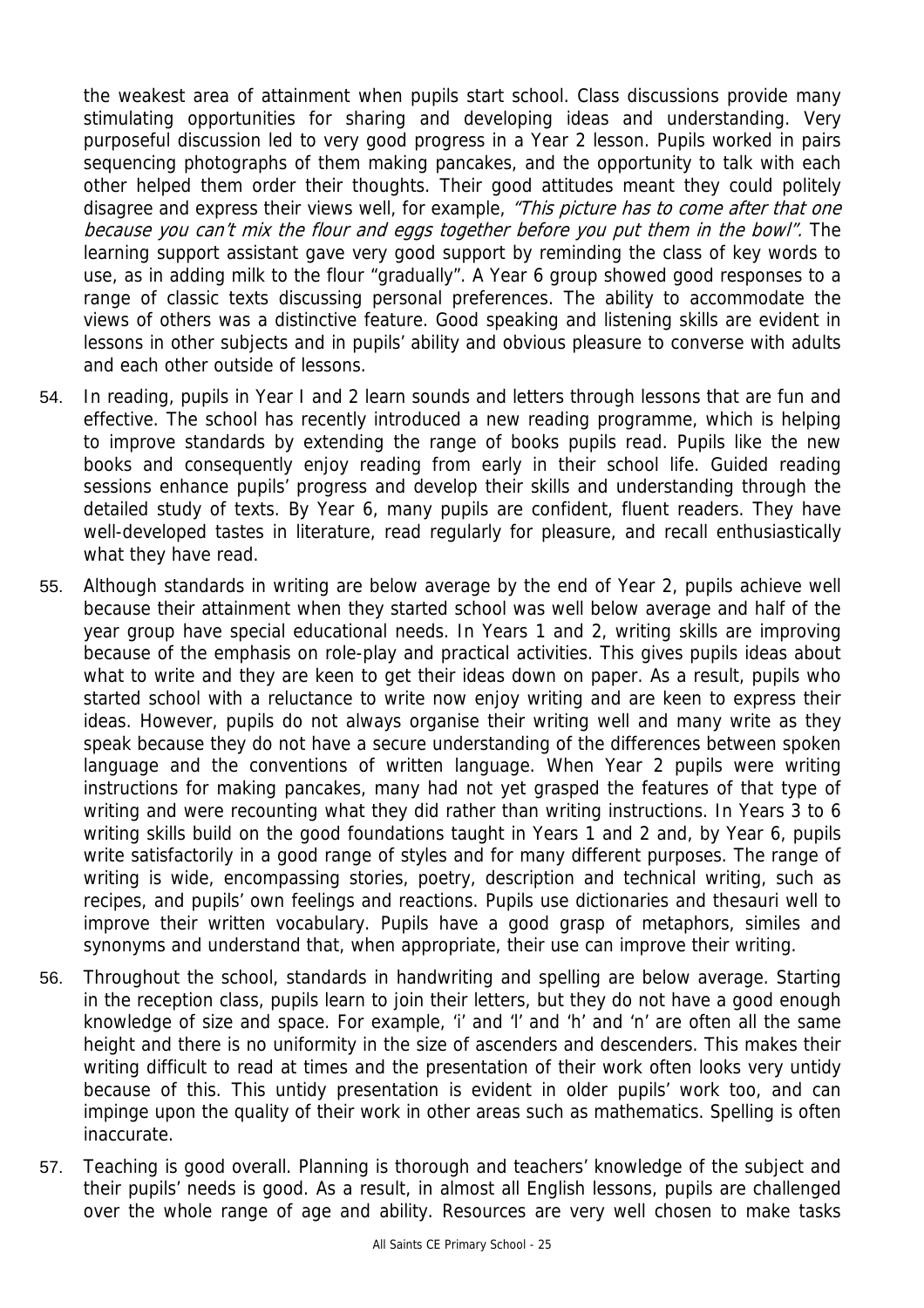the weakest area of attainment when pupils start school. Class discussions provide many stimulating opportunities for sharing and developing ideas and understanding. Very purposeful discussion led to very good progress in a Year 2 lesson. Pupils worked in pairs sequencing photographs of them making pancakes, and the opportunity to talk with each other helped them order their thoughts. Their good attitudes meant they could politely disagree and express their views well, for example, *"This picture has to come after that one because you can't mix the flour and eggs together before you put them in the bowl".* The learning support assistant gave very good support by reminding the class of key words to use, as in adding milk to the flour "gradually". A Year 6 group showed good responses to a range of classic texts discussing personal preferences. The ability to accommodate the views of others was a distinctive feature. Good speaking and listening skills are evident in lessons in other subjects and in pupils' ability and obvious pleasure to converse with adults and each other outside of lessons.

54. In reading, pupils in Year I and 2 learn sounds and letters through lessons that are fun and effective. The school has recently introduced a new reading programme, which is helping to improve standards by extending the range of books pupils read. Pupils like the new books and consequently enjoy reading from early in their school life. Guided reading sessions enhance pupils' progress and develop their skills and understanding through the detailed study of texts. By Year 6, many pupils are confident, fluent readers. They have well-developed tastes in literature, read regularly for pleasure, and recall enthusiastically what they have read.

55. Although standards in writing are below average by the end of Year 2, pupils achieve well because their attainment when they started school was well below average and half of the year group have special educational needs. In Years 1 and 2, writing skills are improving because of the emphasis on role-play and practical activities. This gives pupils ideas about what to write and they are keen to get their ideas down on paper. As a result, pupils who started school with a reluctance to write now enjoy writing and are keen to express their ideas. However, pupils do not always organise their writing well and many write as they speak because they do not have a secure understanding of the differences between spoken language and the conventions of written language. When Year 2 pupils were writing instructions for making pancakes, many had not yet grasped the features of that type of writing and were recounting what they did rather than writing instructions. In Years 3 to 6 writing skills build on the good foundations taught in Years 1 and 2 and, by Year 6, pupils write satisfactorily in a good range of styles and for many different purposes. The range of writing is wide, encompassing stories, poetry, description and technical writing, such as recipes, and pupils' own feelings and reactions. Pupils use dictionaries and thesauri well to improve their written vocabulary. Pupils have a good grasp of metaphors, similes and synonyms and understand that, when appropriate, their use can improve their writing.

56. Throughout the school, standards in handwriting and spelling are below average. Starting in the reception class, pupils learn to join their letters, but they do not have a good enough knowledge of size and space. For example, 'i' and 'l' and 'h' and 'n' are often all the same height and there is no uniformity in the size of ascenders and descenders. This makes their writing difficult to read at times and the presentation of their work often looks very untidy because of this. This untidy presentation is evident in older pupils' work too, and can impinge upon the quality of their work in other areas such as mathematics. Spelling is often inaccurate.

57. Teaching is good overall. Planning is thorough and teachers' knowledge of the subject and their pupils' needs is good. As a result, in almost all English lessons, pupils are challenged over the whole range of age and ability. Resources are very well chosen to make tasks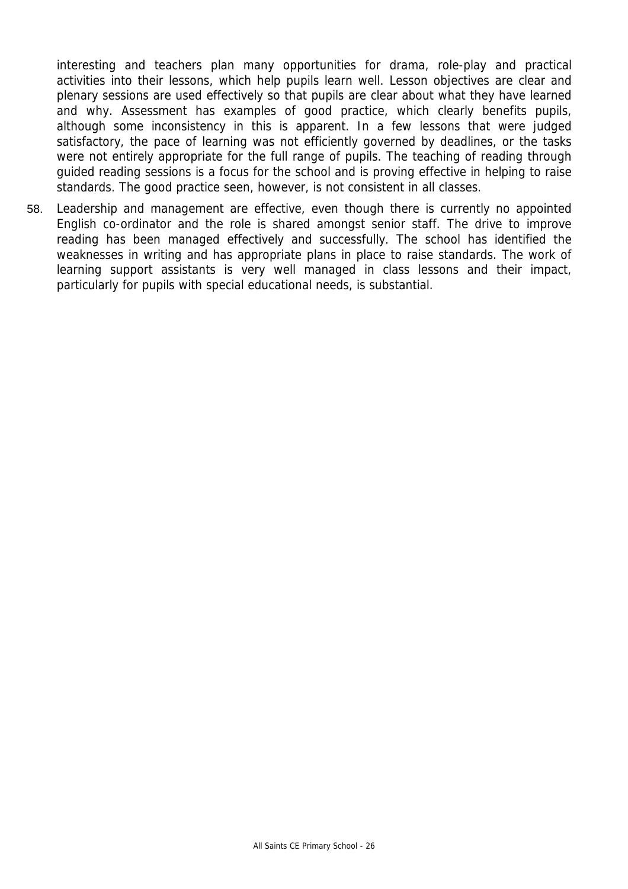interesting and teachers plan many opportunities for drama, role-play and practical activities into their lessons, which help pupils learn well. Lesson objectives are clear and plenary sessions are used effectively so that pupils are clear about what they have learned and why. Assessment has examples of good practice, which clearly benefits pupils, although some inconsistency in this is apparent. In a few lessons that were judged satisfactory, the pace of learning was not efficiently governed by deadlines, or the tasks were not entirely appropriate for the full range of pupils. The teaching of reading through guided reading sessions is a focus for the school and is proving effective in helping to raise standards. The good practice seen, however, is not consistent in all classes.

58. Leadership and management are effective, even though there is currently no appointed English co-ordinator and the role is shared amongst senior staff. The drive to improve reading has been managed effectively and successfully. The school has identified the weaknesses in writing and has appropriate plans in place to raise standards. The work of learning support assistants is very well managed in class lessons and their impact, particularly for pupils with special educational needs, is substantial.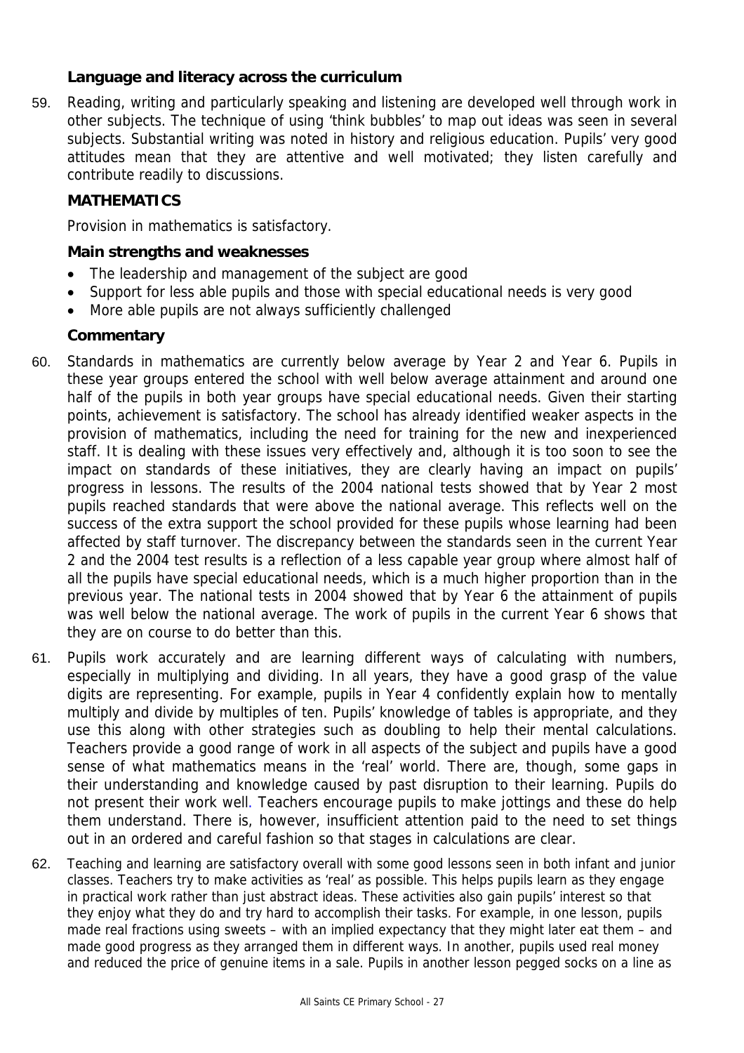### Language and literacy across the curriculum

59. Reading, writing and particularly speaking and listening are developed well through work in other subjects. The technique of using 'think bubbles' to map out ideas was seen in several subjects. Substantial writing was noted in history and religious education. Pupils' very good attitudes mean that they are attentive and well motivated; they listen carefully and contribute readily to discussions.

## MATHEMATICS

Provision in mathematics is satisfactory.

### Main strengths and weaknesses

- The leadership and management of the subject are good
- Support for less able pupils and those with special educational needs is very good
- More able pupils are not always sufficiently challenged

### Commentary

60. Standards in mathematics are currently below average by Year 2 and Year 6. Pupils in these year groups entered the school with well below average attainment and around one half of the pupils in both year groups have special educational needs. Given their starting points, achievement is satisfactory. The school has already identified weaker aspects in the provision of mathematics, including the need for training for the new and inexperienced staff. It is dealing with these issues very effectively and, although it is too soon to see the impact on standards of these initiatives, they are clearly having an impact on pupils' progress in lessons. The results of the 2004 national tests showed that by Year 2 most pupils reached standards that were above the national average. This reflects well on the success of the extra support the school provided for these pupils whose learning had been affected by staff turnover. The discrepancy between the standards seen in the current Year 2 and the 2004 test results is a reflection of a less capable year group where almost half of all the pupils have special educational needs, which is a much higher proportion than in the previous year. The national tests in 2004 showed that by Year 6 the attainment of pupils was well below the national average. The work of pupils in the current Year 6 shows that they are on course to do better than this.

61. Pupils work accurately and are learning different ways of calculating with numbers, especially in multiplying and dividing. In all years, they have a good grasp of the value digits are representing. For example, pupils in Year 4 confidently explain how to mentally multiply and divide by multiples of ten. Pupils' knowledge of tables is appropriate, and they use this along with other strategies such as doubling to help their mental calculations. Teachers provide a good range of work in all aspects of the subject and pupils have a good sense of what mathematics means in the 'real' world. There are, though, some gaps in their understanding and knowledge caused by past disruption to their learning. Pupils do not present their work well. Teachers encourage pupils to make jottings and these do help them understand. There is, however, insufficient attention paid to the need to set things out in an ordered and careful fashion so that stages in calculations are clear.

62. Teaching and learning are satisfactory overall with some good lessons seen in both infant and junior classes. Teachers try to make activities as 'real' as possible. This helps pupils learn as they engage in practical work rather than just abstract ideas. These activities also gain pupils' interest so that they enjoy what they do and try hard to accomplish their tasks. For example, in one lesson, pupils made real fractions using sweets – with an implied expectancy that they might later eat them – and made good progress as they arranged them in different ways. In another, pupils used real money and reduced the price of genuine items in a sale. Pupils in another lesson pegged socks on a line as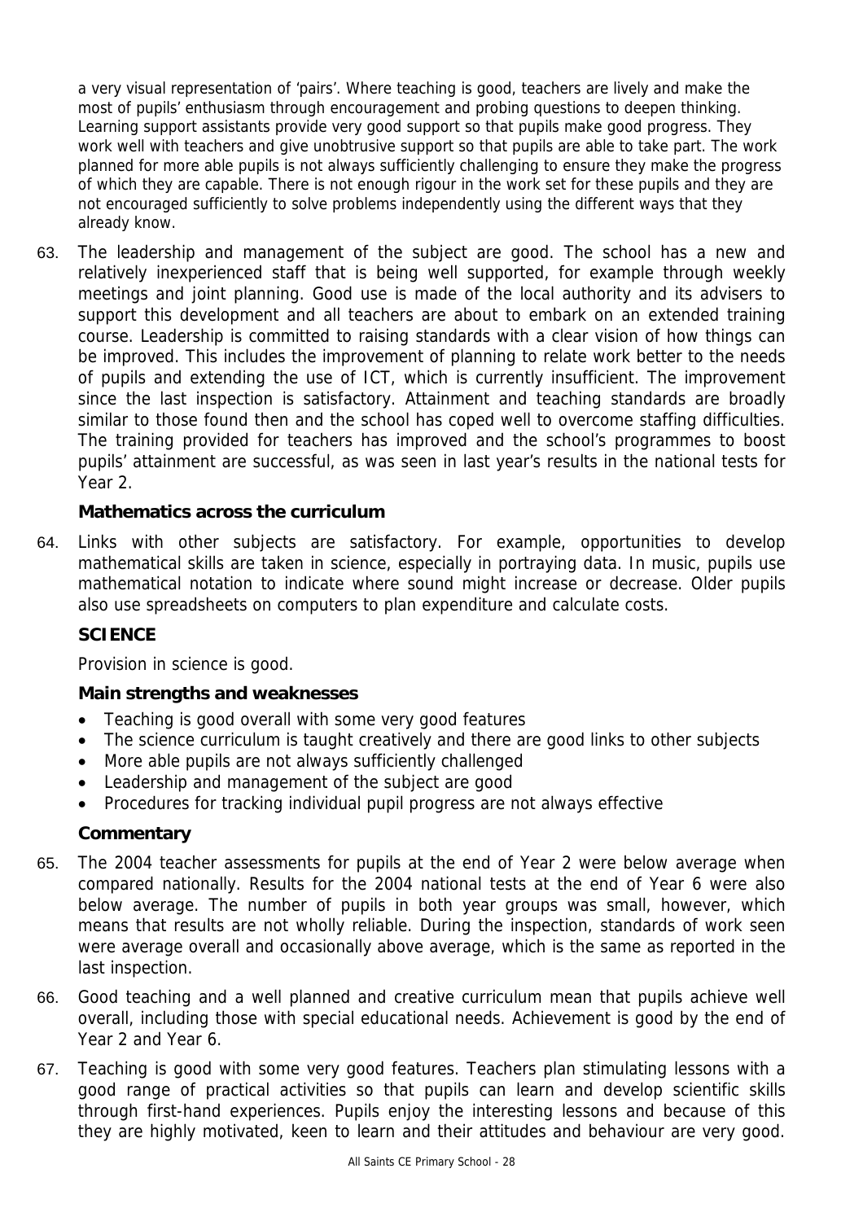a very visual representation of 'pairs'. Where teaching is good, teachers are lively and make the most of pupils' enthusiasm through encouragement and probing questions to deepen thinking. Learning support assistants provide very good support so that pupils make good progress. They work well with teachers and give unobtrusive support so that pupils are able to take part. The work planned for more able pupils is not always sufficiently challenging to ensure they make the progress of which they are capable. There is not enough rigour in the work set for these pupils and they are not encouraged sufficiently to solve problems independently using the different ways that they already know.

63. The leadership and management of the subject are good. The school has a new and relatively inexperienced staff that is being well supported, for example through weekly meetings and joint planning. Good use is made of the local authority and its advisers to support this development and all teachers are about to embark on an extended training course. Leadership is committed to raising standards with a clear vision of how things can be improved. This includes the improvement of planning to relate work better to the needs of pupils and extending the use of ICT, which is currently insufficient. The improvement since the last inspection is satisfactory. Attainment and teaching standards are broadly similar to those found then and the school has coped well to overcome staffing difficulties. The training provided for teachers has improved and the school's programmes to boost pupils' attainment are successful, as was seen in last year's results in the national tests for Year 2.

### Mathematics across the curriculum

64. Links with other subjects are satisfactory. For example, opportunities to develop mathematical skills are taken in science, especially in portraying data. In music, pupils use mathematical notation to indicate where sound might increase or decrease. Older pupils also use spreadsheets on computers to plan expenditure and calculate costs.

## SCIENCE

Provision in science is good.

### Main strengths and weaknesses

- Teaching is good overall with some very good features
- The science curriculum is taught creatively and there are good links to other subjects
- More able pupils are not always sufficiently challenged
- Leadership and management of the subject are good
- Procedures for tracking individual pupil progress are not always effective

### Commentary

65. The 2004 teacher assessments for pupils at the end of Year 2 were below average when compared nationally. Results for the 2004 national tests at the end of Year 6 were also below average. The number of pupils in both year groups was small, however, which means that results are not wholly reliable. During the inspection, standards of work seen were average overall and occasionally above average, which is the same as reported in the last inspection.

66. Good teaching and a well planned and creative curriculum mean that pupils achieve well overall, including those with special educational needs. Achievement is good by the end of Year 2 and Year 6.

67. Teaching is good with some very good features. Teachers plan stimulating lessons with a good range of practical activities so that pupils can learn and develop scientific skills through first-hand experiences. Pupils enjoy the interesting lessons and because of this they are highly motivated, keen to learn and their attitudes and behaviour are very good.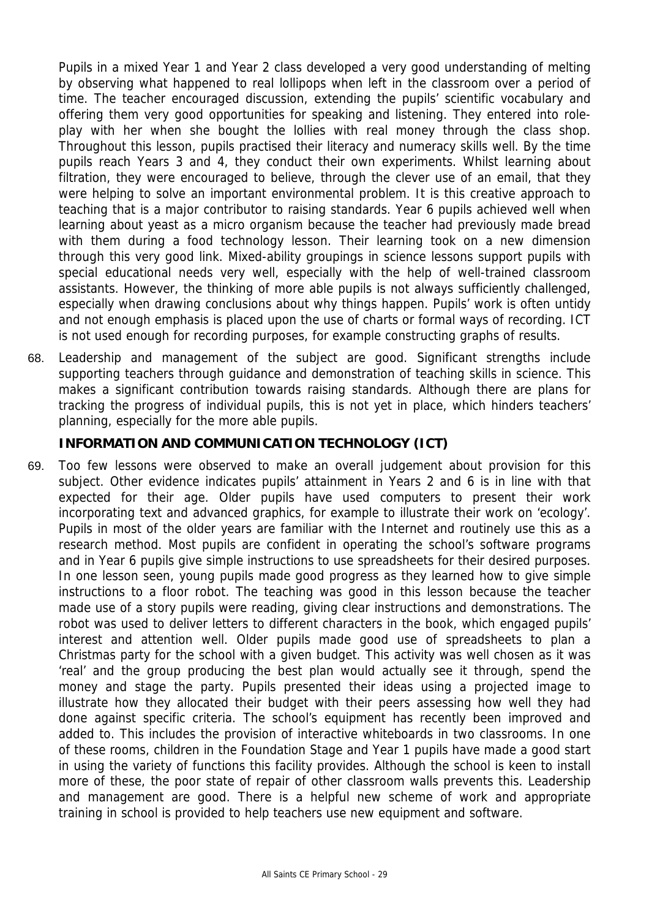Pupils in a mixed Year 1 and Year 2 class developed a very good understanding of melting by observing what happened to real lollipops when left in the classroom over a period of time. The teacher encouraged discussion, extending the pupils' scientific vocabulary and offering them very good opportunities for speaking and listening. They entered into role-play with her when she bought the lollies with real money through the class shop. Throughout this lesson, pupils practised their literacy and numeracy skills well. By the time pupils reach Years 3 and 4, they conduct their own experiments. Whilst learning about filtration, they were encouraged to believe, through the clever use of an email, that they were helping to solve an important environmental problem. It is this creative approach to teaching that is a major contributor to raising standards. Year 6 pupils achieved well when learning about yeast as a micro organism because the teacher had previously made bread with them during a food technology lesson. Their learning took on a new dimension through this very good link. Mixed-ability groupings in science lessons support pupils with special educational needs very well, especially with the help of well-trained classroom assistants. However, the thinking of more able pupils is not always sufficiently challenged, especially when drawing conclusions about why things happen. Pupils' work is often untidy and not enough emphasis is placed upon the use of charts or formal ways of recording. ICT is not used enough for recording purposes, for example constructing graphs of results.

68. Leadership and management of the subject are good. Significant strengths include supporting teachers through guidance and demonstration of teaching skills in science. This makes a significant contribution towards raising standards. Although there are plans for tracking the progress of individual pupils, this is not yet in place, which hinders teachers' planning, especially for the more able pupils.

## INFORMATION AND COMMUNICATION TECHNOLOGY (ICT)

69. Too few lessons were observed to make an overall judgement about provision for this subject. Other evidence indicates pupils' attainment in Years 2 and 6 is in line with that expected for their age. Older pupils have used computers to present their work incorporating text and advanced graphics, for example to illustrate their work on 'ecology'. Pupils in most of the older years are familiar with the Internet and routinely use this as a research method. Most pupils are confident in operating the school's software programs and in Year 6 pupils give simple instructions to use spreadsheets for their desired purposes. In one lesson seen, young pupils made good progress as they learned how to give simple instructions to a floor robot. The teaching was good in this lesson because the teacher made use of a story pupils were reading, giving clear instructions and demonstrations. The robot was used to deliver letters to different characters in the book, which engaged pupils' interest and attention well. Older pupils made good use of spreadsheets to plan a Christmas party for the school with a given budget. This activity was well chosen as it was 'real' and the group producing the best plan would actually see it through, spend the money and stage the party. Pupils presented their ideas using a projected image to illustrate how they allocated their budget with their peers assessing how well they had done against specific criteria. The school's equipment has recently been improved and added to. This includes the provision of interactive whiteboards in two classrooms. In one of these rooms, children in the Foundation Stage and Year 1 pupils have made a good start in using the variety of functions this facility provides. Although the school is keen to install more of these, the poor state of repair of other classroom walls prevents this. Leadership and management are good. There is a helpful new scheme of work and appropriate training in school is provided to help teachers use new equipment and software.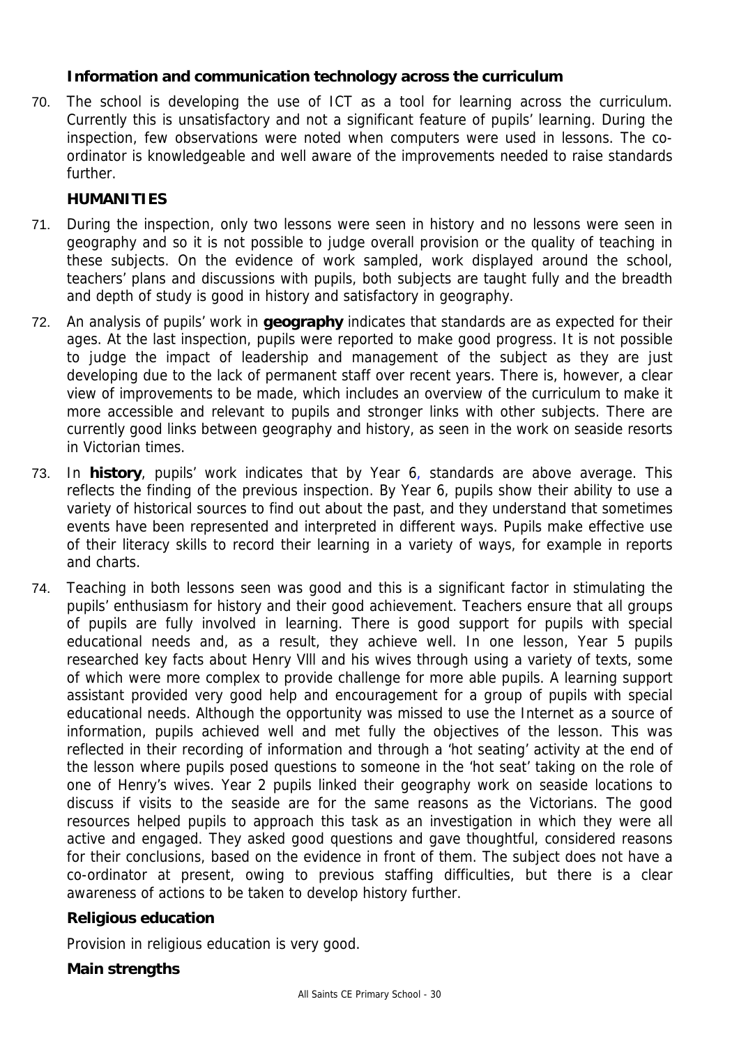### Information and communication technology across the curriculum

70. The school is developing the use of ICT as a tool for learning across the curriculum. Currently this is unsatisfactory and not a significant feature of pupils' learning. During the inspection, few observations were noted when computers were used in lessons. The co-ordinator is knowledgeable and well aware of the improvements needed to raise standards further.

### HUMANITIES

71. During the inspection, only two lessons were seen in history and no lessons were seen in geography and so it is not possible to judge overall provision or the quality of teaching in these subjects. On the evidence of work sampled, work displayed around the school, teachers' plans and discussions with pupils, both subjects are taught fully and the breadth and depth of study is good in history and satisfactory in geography.

72. An analysis of pupils' work in **geography** indicates that standards are as expected for their ages. At the last inspection, pupils were reported to make good progress. It is not possible to judge the impact of leadership and management of the subject as they are just developing due to the lack of permanent staff over recent years. There is, however, a clear view of improvements to be made, which includes an overview of the curriculum to make it more accessible and relevant to pupils and stronger links with other subjects. There are currently good links between geography and history, as seen in the work on seaside resorts in Victorian times.

73. In **history**, pupils' work indicates that by Year 6, standards are above average. This reflects the finding of the previous inspection. By Year 6, pupils show their ability to use a variety of historical sources to find out about the past, and they understand that sometimes events have been represented and interpreted in different ways. Pupils make effective use of their literacy skills to record their learning in a variety of ways, for example in reports and charts.

74. Teaching in both lessons seen was good and this is a significant factor in stimulating the pupils' enthusiasm for history and their good achievement. Teachers ensure that all groups of pupils are fully involved in learning. There is good support for pupils with special educational needs and, as a result, they achieve well. In one lesson, Year 5 pupils researched key facts about Henry VIII and his wives through using a variety of texts, some of which were more complex to provide challenge for more able pupils. A learning support assistant provided very good help and encouragement for a group of pupils with special educational needs. Although the opportunity was missed to use the Internet as a source of information, pupils achieved well and met fully the objectives of the lesson. This was reflected in their recording of information and through a 'hot seating' activity at the end of the lesson where pupils posed questions to someone in the 'hot seat' taking on the role of one of Henry's wives. Year 2 pupils linked their geography work on seaside locations to discuss if visits to the seaside are for the same reasons as the Victorians. The good resources helped pupils to approach this task as an investigation in which they were all active and engaged. They asked good questions and gave thoughtful, considered reasons for their conclusions, based on the evidence in front of them. The subject does not have a co-ordinator at present, owing to previous staffing difficulties, but there is a clear awareness of actions to be taken to develop history further.

### Religious education

Provision in religious education is very good.

**Main strengths**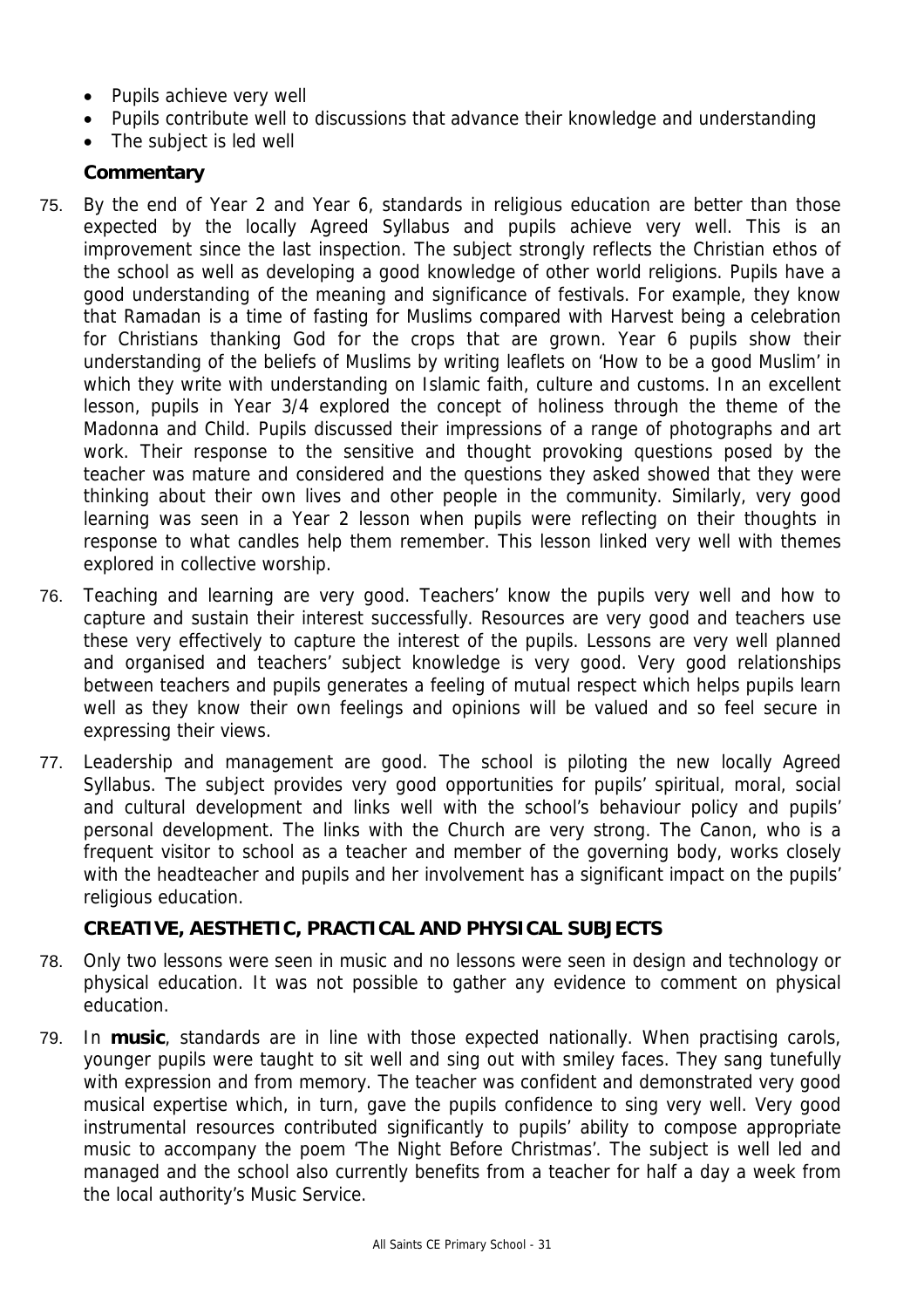- Pupils achieve very well
- Pupils contribute well to discussions that advance their knowledge and understanding
- The subject is led well

**Commentary**

75. By the end of Year 2 and Year 6, standards in religious education are better than those expected by the locally Agreed Syllabus and pupils achieve very well. This is an improvement since the last inspection. The subject strongly reflects the Christian ethos of the school as well as developing a good knowledge of other world religions. Pupils have a good understanding of the meaning and significance of festivals. For example, they know that Ramadan is a time of fasting for Muslims compared with Harvest being a celebration for Christians thanking God for the crops that are grown. Year 6 pupils show their understanding of the beliefs of Muslims by writing leaflets on 'How to be a good Muslim' in which they write with understanding on Islamic faith, culture and customs. In an excellent lesson, pupils in Year 3/4 explored the concept of holiness through the theme of the Madonna and Child. Pupils discussed their impressions of a range of photographs and art work. Their response to the sensitive and thought provoking questions posed by the teacher was mature and considered and the questions they asked showed that they were thinking about their own lives and other people in the community. Similarly, very good learning was seen in a Year 2 lesson when pupils were reflecting on their thoughts in response to what candles help them remember. This lesson linked very well with themes explored in collective worship.

76. Teaching and learning are very good. Teachers' know the pupils very well and how to capture and sustain their interest successfully. Resources are very good and teachers use these very effectively to capture the interest of the pupils. Lessons are very well planned and organised and teachers' subject knowledge is very good. Very good relationships between teachers and pupils generates a feeling of mutual respect which helps pupils learn well as they know their own feelings and opinions will be valued and so feel secure in expressing their views.

77. Leadership and management are good. The school is piloting the new locally Agreed Syllabus. The subject provides very good opportunities for pupils' spiritual, moral, social and cultural development and links well with the school's behaviour policy and pupils' personal development. The links with the Church are very strong. The Canon, who is a frequent visitor to school as a teacher and member of the governing body, works closely with the headteacher and pupils and her involvement has a significant impact on the pupils' religious education.

**CREATIVE, AESTHETIC, PRACTICAL AND PHYSICAL SUBJECTS**

78. Only two lessons were seen in music and no lessons were seen in design and technology or physical education. It was not possible to gather any evidence to comment on physical education.

79. In **music**, standards are in line with those expected nationally. When practising carols, younger pupils were taught to sit well and sing out with smiley faces. They sang tunefully with expression and from memory. The teacher was confident and demonstrated very good musical expertise which, in turn, gave the pupils confidence to sing very well. Very good instrumental resources contributed significantly to pupils' ability to compose appropriate music to accompany the poem 'The Night Before Christmas'. The subject is well led and managed and the school also currently benefits from a teacher for half a day a week from the local authority's Music Service.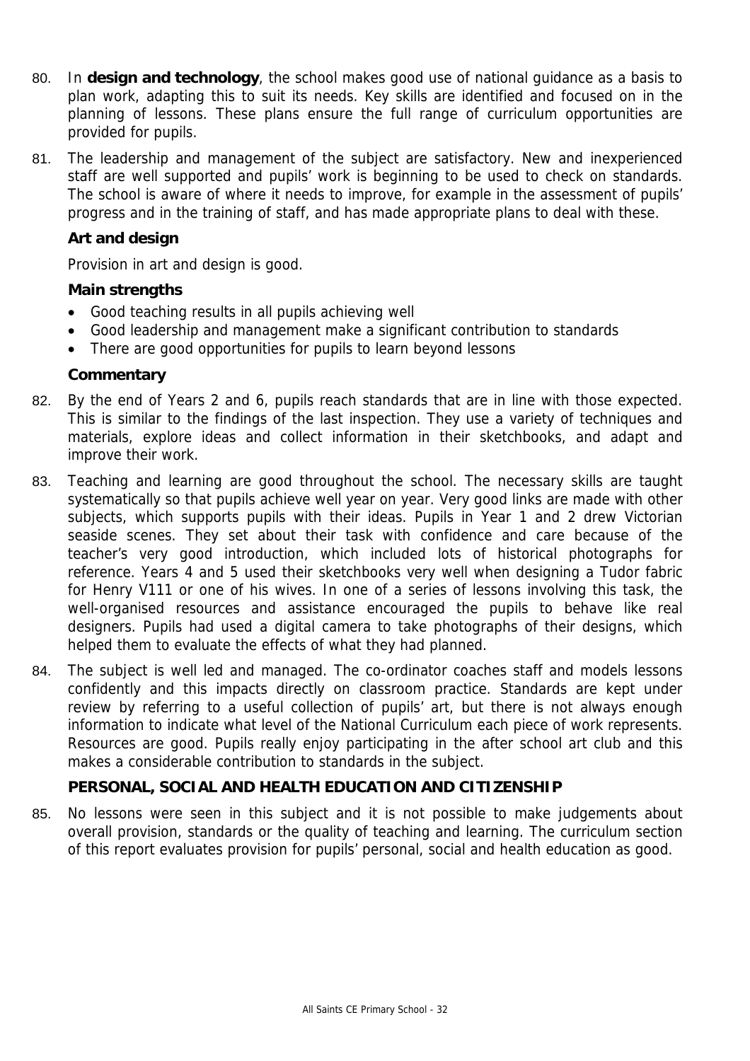80. In **design and technology**, the school makes good use of national guidance as a basis to plan work, adapting this to suit its needs. Key skills are identified and focused on in the planning of lessons. These plans ensure the full range of curriculum opportunities are provided for pupils.

81. The leadership and management of the subject are satisfactory. New and inexperienced staff are well supported and pupils' work is beginning to be used to check on standards. The school is aware of where it needs to improve, for example in the assessment of pupils' progress and in the training of staff, and has made appropriate plans to deal with these.

### Art and design

Provision in art and design is good.

#### Main strengths

- Good teaching results in all pupils achieving well
- Good leadership and management make a significant contribution to standards
- There are good opportunities for pupils to learn beyond lessons

#### Commentary

82. By the end of Years 2 and 6, pupils reach standards that are in line with those expected. This is similar to the findings of the last inspection. They use a variety of techniques and materials, explore ideas and collect information in their sketchbooks, and adapt and improve their work.

83. Teaching and learning are good throughout the school. The necessary skills are taught systematically so that pupils achieve well year on year. Very good links are made with other subjects, which supports pupils with their ideas. Pupils in Year 1 and 2 drew Victorian seaside scenes. They set about their task with confidence and care because of the teacher's very good introduction, which included lots of historical photographs for reference. Years 4 and 5 used their sketchbooks very well when designing a Tudor fabric for Henry V111 or one of his wives. In one of a series of lessons involving this task, the well-organised resources and assistance encouraged the pupils to behave like real designers. Pupils had used a digital camera to take photographs of their designs, which helped them to evaluate the effects of what they had planned.

84. The subject is well led and managed. The co-ordinator coaches staff and models lessons confidently and this impacts directly on classroom practice. Standards are kept under review by referring to a useful collection of pupils' art, but there is not always enough information to indicate what level of the National Curriculum each piece of work represents. Resources are good. Pupils really enjoy participating in the after school art club and this makes a considerable contribution to standards in the subject.

### PERSONAL, SOCIAL AND HEALTH EDUCATION AND CITIZENSHIP

85. No lessons were seen in this subject and it is not possible to make judgements about overall provision, standards or the quality of teaching and learning. The curriculum section of this report evaluates provision for pupils' personal, social and health education as good.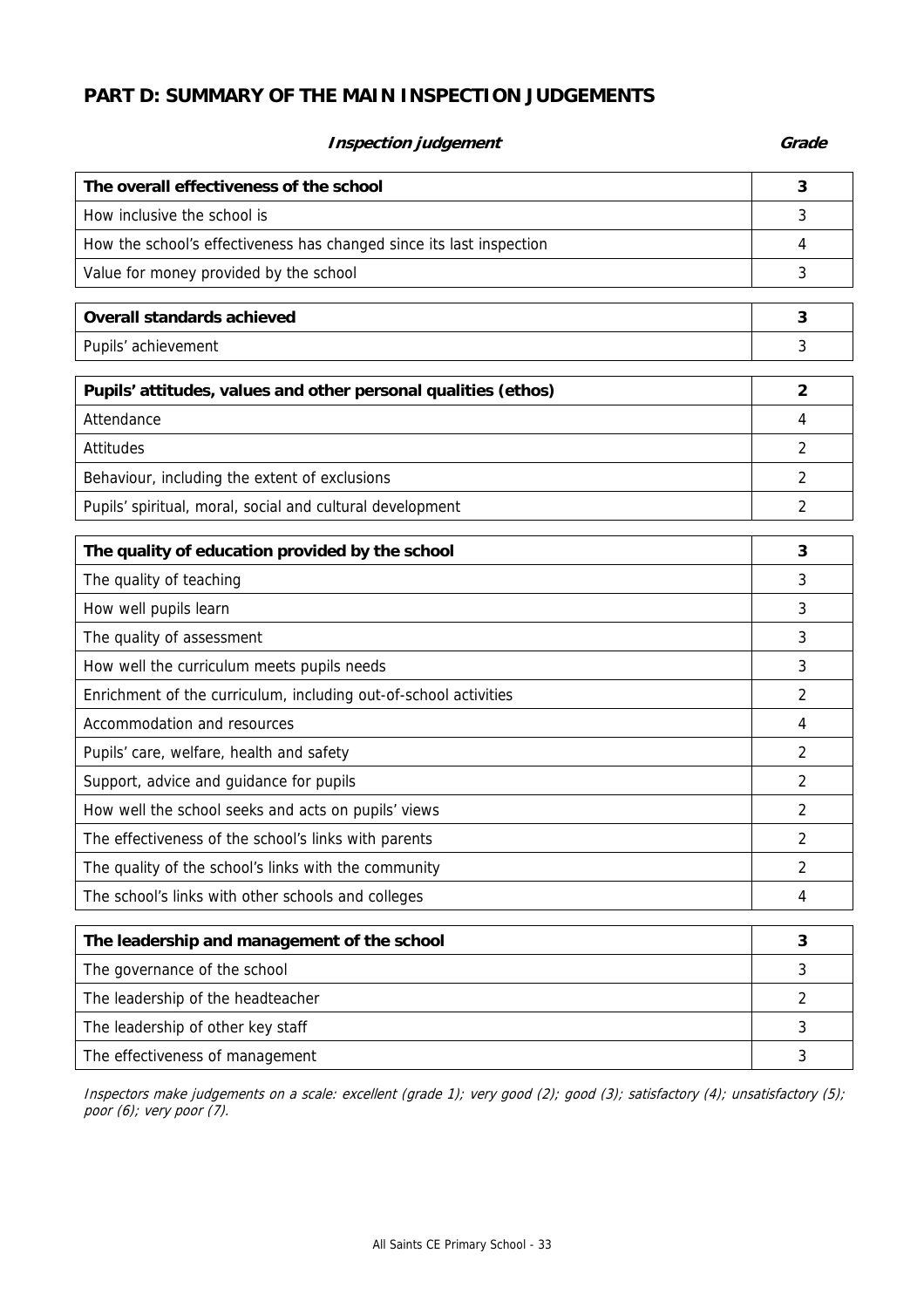## PART D: SUMMARY OF THE MAIN INSPECTION JUDGEMENTS

| ***Inspection judgement*** | ***Grade*** |
| --- | --- |
| **The overall effectiveness of the school** | **3** |
| How inclusive the school is | 3 |
| How the school's effectiveness has changed since its last inspection | 4 |
| Value for money provided by the school | 3 |
| **Overall standards achieved** | **3** |
| Pupils' achievement | 3 |
| **Pupils' attitudes, values and other personal qualities (ethos)** | **2** |
| Attendance | 4 |
| Attitudes | 2 |
| Behaviour, including the extent of exclusions | 2 |
| Pupils' spiritual, moral, social and cultural development | 2 |
| **The quality of education provided by the school** | **3** |
| The quality of teaching | 3 |
| How well pupils learn | 3 |
| The quality of assessment | 3 |
| How well the curriculum meets pupils needs | 3 |
| Enrichment of the curriculum, including out-of-school activities | 2 |
| Accommodation and resources | 4 |
| Pupils' care, welfare, health and safety | 2 |
| Support, advice and guidance for pupils | 2 |
| How well the school seeks and acts on pupils' views | 2 |
| The effectiveness of the school's links with parents | 2 |
| The quality of the school's links with the community | 2 |
| The school's links with other schools and colleges | 4 |
| **The leadership and management of the school** | **3** |
| The governance of the school | 3 |
| The leadership of the headteacher | 2 |
| The leadership of other key staff | 3 |
| The effectiveness of management | 3 |

*Inspectors make judgements on a scale: excellent (grade 1); very good (2); good (3); satisfactory (4); unsatisfactory (5); poor (6); very poor (7).*